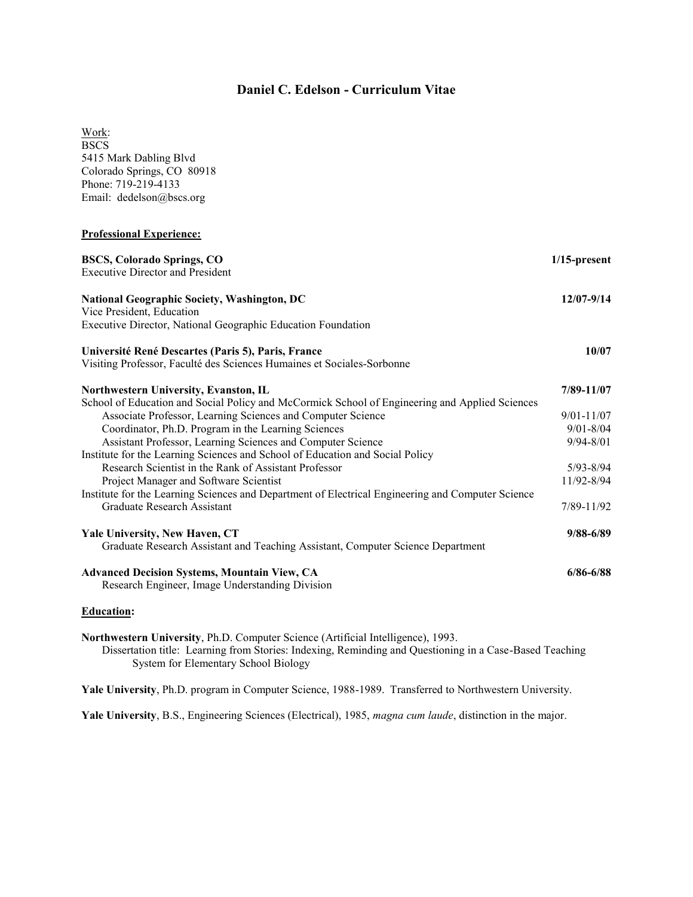# Daniel C. Edelson - Curriculum Vitae

Work:
BSCS
5415 Mark Dabling Blvd
Colorado Springs, CO 80918
Phone: 719-219-4133
Email: dedelson@bscs.org

## Professional Experience:

**BSCS, Colorado Springs, CO** — **1/15-present**
Executive Director and President

**National Geographic Society, Washington, DC** — **12/07-9/14**
Vice President, Education
Executive Director, National Geographic Education Foundation

**Université René Descartes (Paris 5), Paris, France** — **10/07**
Visiting Professor, Faculté des Sciences Humaines et Sociales-Sorbonne

**Northwestern University, Evanston, IL** — **7/89-11/07**
School of Education and Social Policy and McCormick School of Engineering and Applied Sciences
- Associate Professor, Learning Sciences and Computer Science — 9/01-11/07
- Coordinator, Ph.D. Program in the Learning Sciences — 9/01-8/04
- Assistant Professor, Learning Sciences and Computer Science — 9/94-8/01

Institute for the Learning Sciences and School of Education and Social Policy
- Research Scientist in the Rank of Assistant Professor — 5/93-8/94
- Project Manager and Software Scientist — 11/92-8/94

Institute for the Learning Sciences and Department of Electrical Engineering and Computer Science
- Graduate Research Assistant — 7/89-11/92

**Yale University, New Haven, CT** — **9/88-6/89**
Graduate Research Assistant and Teaching Assistant, Computer Science Department

**Advanced Decision Systems, Mountain View, CA** — **6/86-6/88**
Research Engineer, Image Understanding Division

## Education:

**Northwestern University**, Ph.D. Computer Science (Artificial Intelligence), 1993.
Dissertation title: Learning from Stories: Indexing, Reminding and Questioning in a Case-Based Teaching System for Elementary School Biology

**Yale University**, Ph.D. program in Computer Science, 1988-1989. Transferred to Northwestern University.

**Yale University**, B.S., Engineering Sciences (Electrical), 1985, *magna cum laude*, distinction in the major.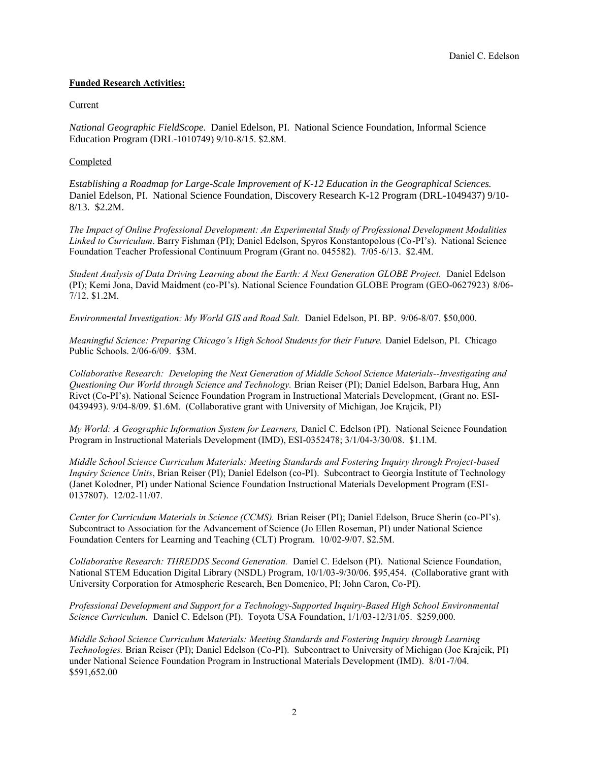**Funded Research Activities:**

Current

*National Geographic FieldScope.* Daniel Edelson, PI. National Science Foundation, Informal Science Education Program (DRL-1010749) 9/10-8/15. $2.8M.

Completed

*Establishing a Roadmap for Large-Scale Improvement of K-12 Education in the Geographical Sciences.* Daniel Edelson, PI. National Science Foundation, Discovery Research K-12 Program (DRL-1049437) 9/10-8/13. $2.2M.

*The Impact of Online Professional Development: An Experimental Study of Professional Development Modalities Linked to Curriculum*. Barry Fishman (PI); Daniel Edelson, Spyros Konstantopolous (Co-PI's). National Science Foundation Teacher Professional Continuum Program (Grant no. 045582). 7/05-6/13. $2.4M.

*Student Analysis of Data Driving Learning about the Earth: A Next Generation GLOBE Project.* Daniel Edelson (PI); Kemi Jona, David Maidment (co-PI's). National Science Foundation GLOBE Program (GEO-0627923) 8/06-7/12. $1.2M.

*Environmental Investigation: My World GIS and Road Salt.* Daniel Edelson, PI. BP. 9/06-8/07. $50,000.

*Meaningful Science: Preparing Chicago's High School Students for their Future.* Daniel Edelson, PI. Chicago Public Schools. 2/06-6/09. $3M.

*Collaborative Research: Developing the Next Generation of Middle School Science Materials--Investigating and Questioning Our World through Science and Technology.* Brian Reiser (PI); Daniel Edelson, Barbara Hug, Ann Rivet (Co-PI's). National Science Foundation Program in Instructional Materials Development, (Grant no. ESI-0439493). 9/04-8/09. $1.6M. (Collaborative grant with University of Michigan, Joe Krajcik, PI)

*My World: A Geographic Information System for Learners,* Daniel C. Edelson (PI). National Science Foundation Program in Instructional Materials Development (IMD), ESI-0352478; 3/1/04-3/30/08. $1.1M.

*Middle School Science Curriculum Materials: Meeting Standards and Fostering Inquiry through Project-based Inquiry Science Units*, Brian Reiser (PI); Daniel Edelson (co-PI). Subcontract to Georgia Institute of Technology (Janet Kolodner, PI) under National Science Foundation Instructional Materials Development Program (ESI-0137807). 12/02-11/07.

*Center for Curriculum Materials in Science (CCMS).* Brian Reiser (PI); Daniel Edelson, Bruce Sherin (co-PI's). Subcontract to Association for the Advancement of Science (Jo Ellen Roseman, PI) under National Science Foundation Centers for Learning and Teaching (CLT) Program. 10/02-9/07. $2.5M.

*Collaborative Research: THREDDS Second Generation.* Daniel C. Edelson (PI). National Science Foundation, National STEM Education Digital Library (NSDL) Program, 10/1/03-9/30/06. $95,454. (Collaborative grant with University Corporation for Atmospheric Research, Ben Domenico, PI; John Caron, Co-PI).

*Professional Development and Support for a Technology-Supported Inquiry-Based High School Environmental Science Curriculum.* Daniel C. Edelson (PI). Toyota USA Foundation, 1/1/03-12/31/05. $259,000.

*Middle School Science Curriculum Materials: Meeting Standards and Fostering Inquiry through Learning Technologies.* Brian Reiser (PI); Daniel Edelson (Co-PI). Subcontract to University of Michigan (Joe Krajcik, PI) under National Science Foundation Program in Instructional Materials Development (IMD). 8/01-7/04. $591,652.00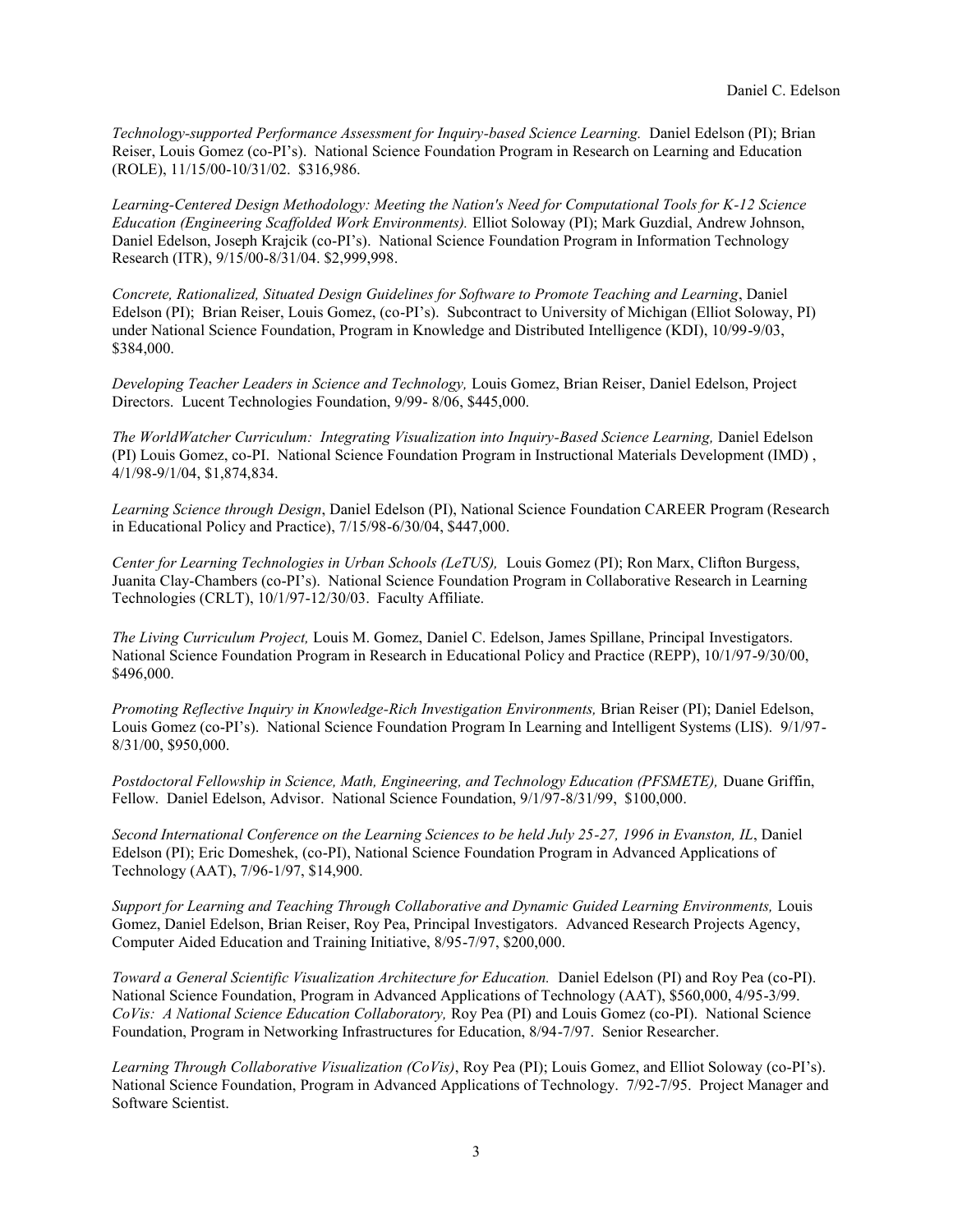*Technology-supported Performance Assessment for Inquiry-based Science Learning.* Daniel Edelson (PI); Brian Reiser, Louis Gomez (co-PI's). National Science Foundation Program in Research on Learning and Education (ROLE), 11/15/00-10/31/02. $316,986.

*Learning-Centered Design Methodology: Meeting the Nation's Need for Computational Tools for K-12 Science Education (Engineering Scaffolded Work Environments).* Elliot Soloway (PI); Mark Guzdial, Andrew Johnson, Daniel Edelson, Joseph Krajcik (co-PI's). National Science Foundation Program in Information Technology Research (ITR), 9/15/00-8/31/04. $2,999,998.

*Concrete, Rationalized, Situated Design Guidelines for Software to Promote Teaching and Learning*, Daniel Edelson (PI); Brian Reiser, Louis Gomez, (co-PI's). Subcontract to University of Michigan (Elliot Soloway, PI) under National Science Foundation, Program in Knowledge and Distributed Intelligence (KDI), 10/99-9/03, $384,000.

*Developing Teacher Leaders in Science and Technology,* Louis Gomez, Brian Reiser, Daniel Edelson, Project Directors. Lucent Technologies Foundation, 9/99- 8/06, $445,000.

*The WorldWatcher Curriculum: Integrating Visualization into Inquiry-Based Science Learning,* Daniel Edelson (PI) Louis Gomez, co-PI. National Science Foundation Program in Instructional Materials Development (IMD) , 4/1/98-9/1/04, $1,874,834.

*Learning Science through Design*, Daniel Edelson (PI), National Science Foundation CAREER Program (Research in Educational Policy and Practice), 7/15/98-6/30/04, $447,000.

*Center for Learning Technologies in Urban Schools (LeTUS),* Louis Gomez (PI); Ron Marx, Clifton Burgess, Juanita Clay-Chambers (co-PI's). National Science Foundation Program in Collaborative Research in Learning Technologies (CRLT), 10/1/97-12/30/03. Faculty Affiliate.

*The Living Curriculum Project,* Louis M. Gomez, Daniel C. Edelson, James Spillane, Principal Investigators. National Science Foundation Program in Research in Educational Policy and Practice (REPP), 10/1/97-9/30/00, $496,000.

*Promoting Reflective Inquiry in Knowledge-Rich Investigation Environments,* Brian Reiser (PI); Daniel Edelson, Louis Gomez (co-PI's). National Science Foundation Program In Learning and Intelligent Systems (LIS). 9/1/97-8/31/00, $950,000.

*Postdoctoral Fellowship in Science, Math, Engineering, and Technology Education (PFSMETE),* Duane Griffin, Fellow. Daniel Edelson, Advisor. National Science Foundation, 9/1/97-8/31/99, $100,000.

*Second International Conference on the Learning Sciences to be held July 25-27, 1996 in Evanston, IL*, Daniel Edelson (PI); Eric Domeshek, (co-PI), National Science Foundation Program in Advanced Applications of Technology (AAT), 7/96-1/97, $14,900.

*Support for Learning and Teaching Through Collaborative and Dynamic Guided Learning Environments,* Louis Gomez, Daniel Edelson, Brian Reiser, Roy Pea, Principal Investigators. Advanced Research Projects Agency, Computer Aided Education and Training Initiative, 8/95-7/97, $200,000.

*Toward a General Scientific Visualization Architecture for Education.* Daniel Edelson (PI) and Roy Pea (co-PI). National Science Foundation, Program in Advanced Applications of Technology (AAT), $560,000, 4/95-3/99.

*CoVis: A National Science Education Collaboratory,* Roy Pea (PI) and Louis Gomez (co-PI). National Science Foundation, Program in Networking Infrastructures for Education, 8/94-7/97. Senior Researcher.

*Learning Through Collaborative Visualization (CoVis)*, Roy Pea (PI); Louis Gomez, and Elliot Soloway (co-PI's). National Science Foundation, Program in Advanced Applications of Technology. 7/92-7/95. Project Manager and Software Scientist.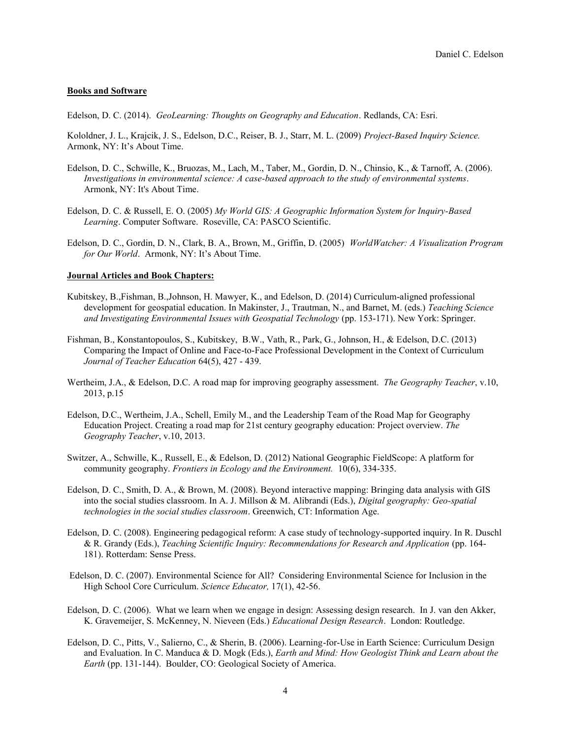**Books and Software**

Edelson, D. C. (2014). *GeoLearning: Thoughts on Geography and Education*. Redlands, CA: Esri.

Kololdner, J. L., Krajcik, J. S., Edelson, D.C., Reiser, B. J., Starr, M. L. (2009) *Project-Based Inquiry Science.* Armonk, NY: It's About Time.

Edelson, D. C., Schwille, K., Bruozas, M., Lach, M., Taber, M., Gordin, D. N., Chinsio, K., & Tarnoff, A. (2006). *Investigations in environmental science: A case-based approach to the study of environmental systems*. Armonk, NY: It's About Time.

Edelson, D. C. & Russell, E. O. (2005) *My World GIS: A Geographic Information System for Inquiry-Based Learning*. Computer Software. Roseville, CA: PASCO Scientific.

Edelson, D. C., Gordin, D. N., Clark, B. A., Brown, M., Griffin, D. (2005) *WorldWatcher: A Visualization Program for Our World*. Armonk, NY: It's About Time.

**Journal Articles and Book Chapters:**

Kubitskey, B.,Fishman, B.,Johnson, H. Mawyer, K., and Edelson, D. (2014) Curriculum-aligned professional development for geospatial education. In Makinster, J., Trautman, N., and Barnet, M. (eds.) *Teaching Science and Investigating Environmental Issues with Geospatial Technology* (pp. 153-171). New York: Springer.

Fishman, B., Konstantopoulos, S., Kubitskey, B.W., Vath, R., Park, G., Johnson, H., & Edelson, D.C. (2013) Comparing the Impact of Online and Face-to-Face Professional Development in the Context of Curriculum *Journal of Teacher Education* 64(5), 427 - 439.

Wertheim, J.A., & Edelson, D.C. A road map for improving geography assessment. *The Geography Teacher*, v.10, 2013, p.15

Edelson, D.C., Wertheim, J.A., Schell, Emily M., and the Leadership Team of the Road Map for Geography Education Project. Creating a road map for 21st century geography education: Project overview. *The Geography Teacher*, v.10, 2013.

Switzer, A., Schwille, K., Russell, E., & Edelson, D. (2012) National Geographic FieldScope: A platform for community geography. *Frontiers in Ecology and the Environment.* 10(6), 334-335.

Edelson, D. C., Smith, D. A., & Brown, M. (2008). Beyond interactive mapping: Bringing data analysis with GIS into the social studies classroom. In A. J. Millson & M. Alibrandi (Eds.), *Digital geography: Geo-spatial technologies in the social studies classroom*. Greenwich, CT: Information Age.

Edelson, D. C. (2008). Engineering pedagogical reform: A case study of technology-supported inquiry. In R. Duschl & R. Grandy (Eds.), *Teaching Scientific Inquiry: Recommendations for Research and Application* (pp. 164-181). Rotterdam: Sense Press.

Edelson, D. C. (2007). Environmental Science for All? Considering Environmental Science for Inclusion in the High School Core Curriculum. *Science Educator,* 17(1), 42-56.

Edelson, D. C. (2006). What we learn when we engage in design: Assessing design research. In J. van den Akker, K. Gravemeijer, S. McKenney, N. Nieveen (Eds.) *Educational Design Research*. London: Routledge.

Edelson, D. C., Pitts, V., Salierno, C., & Sherin, B. (2006). Learning-for-Use in Earth Science: Curriculum Design and Evaluation. In C. Manduca & D. Mogk (Eds.), *Earth and Mind: How Geologist Think and Learn about the Earth* (pp. 131-144). Boulder, CO: Geological Society of America.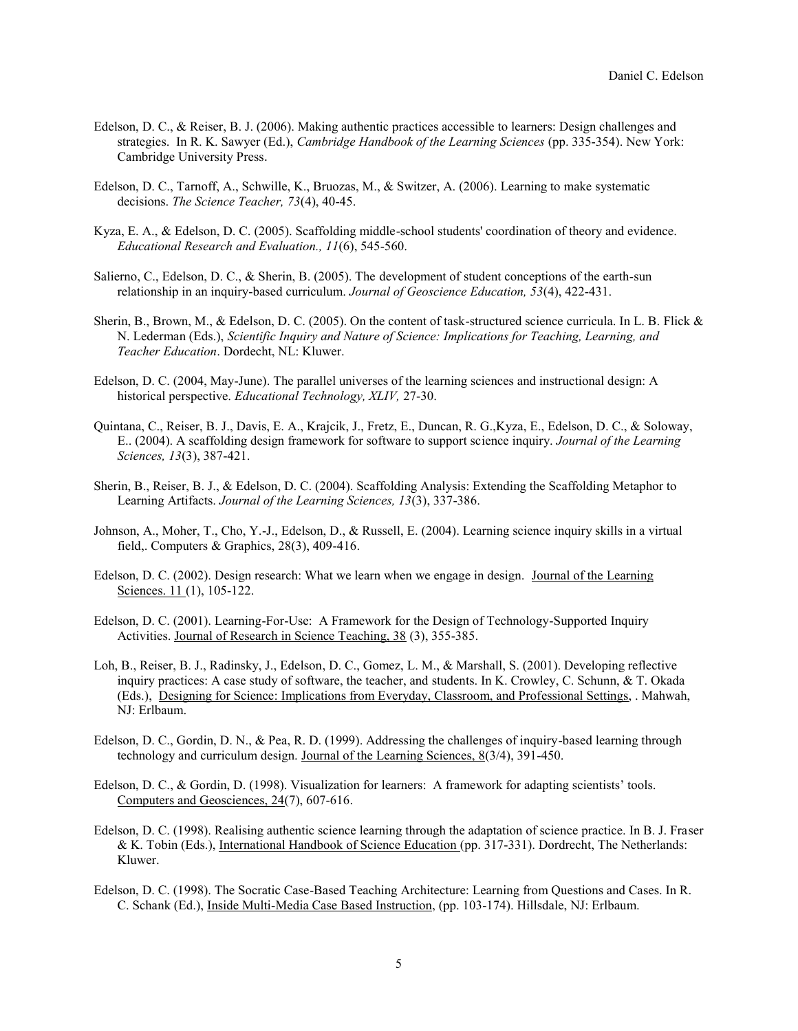Edelson, D. C., & Reiser, B. J. (2006). Making authentic practices accessible to learners: Design challenges and strategies. In R. K. Sawyer (Ed.), *Cambridge Handbook of the Learning Sciences* (pp. 335-354). New York: Cambridge University Press.

Edelson, D. C., Tarnoff, A., Schwille, K., Bruozas, M., & Switzer, A. (2006). Learning to make systematic decisions. *The Science Teacher, 73*(4), 40-45.

Kyza, E. A., & Edelson, D. C. (2005). Scaffolding middle-school students' coordination of theory and evidence. *Educational Research and Evaluation., 11*(6), 545-560.

Salierno, C., Edelson, D. C., & Sherin, B. (2005). The development of student conceptions of the earth-sun relationship in an inquiry-based curriculum. *Journal of Geoscience Education, 53*(4), 422-431.

Sherin, B., Brown, M., & Edelson, D. C. (2005). On the content of task-structured science curricula. In L. B. Flick & N. Lederman (Eds.), *Scientific Inquiry and Nature of Science: Implications for Teaching, Learning, and Teacher Education*. Dordecht, NL: Kluwer.

Edelson, D. C. (2004, May-June). The parallel universes of the learning sciences and instructional design: A historical perspective. *Educational Technology, XLIV,* 27-30.

Quintana, C., Reiser, B. J., Davis, E. A., Krajcik, J., Fretz, E., Duncan, R. G.,Kyza, E., Edelson, D. C., & Soloway, E.. (2004). A scaffolding design framework for software to support science inquiry. *Journal of the Learning Sciences, 13*(3), 387-421.

Sherin, B., Reiser, B. J., & Edelson, D. C. (2004). Scaffolding Analysis: Extending the Scaffolding Metaphor to Learning Artifacts. *Journal of the Learning Sciences, 13*(3), 337-386.

Johnson, A., Moher, T., Cho, Y.-J., Edelson, D., & Russell, E. (2004). Learning science inquiry skills in a virtual field,. Computers & Graphics, 28(3), 409-416.

Edelson, D. C. (2002). Design research: What we learn when we engage in design. <u>Journal of the Learning Sciences. 11</u> (1), 105-122.

Edelson, D. C. (2001). Learning-For-Use: A Framework for the Design of Technology-Supported Inquiry Activities. <u>Journal of Research in Science Teaching, 38</u> (3), 355-385.

Loh, B., Reiser, B. J., Radinsky, J., Edelson, D. C., Gomez, L. M., & Marshall, S. (2001). Developing reflective inquiry practices: A case study of software, the teacher, and students. In K. Crowley, C. Schunn, & T. Okada (Eds.), <u>Designing for Science: Implications from Everyday, Classroom, and Professional Settings</u>, . Mahwah, NJ: Erlbaum.

Edelson, D. C., Gordin, D. N., & Pea, R. D. (1999). Addressing the challenges of inquiry-based learning through technology and curriculum design. <u>Journal of the Learning Sciences, 8</u>(3/4), 391-450.

Edelson, D. C., & Gordin, D. (1998). Visualization for learners: A framework for adapting scientists' tools. <u>Computers and Geosciences, 24</u>(7), 607-616.

Edelson, D. C. (1998). Realising authentic science learning through the adaptation of science practice. In B. J. Fraser & K. Tobin (Eds.), <u>International Handbook of Science Education</u> (pp. 317-331). Dordrecht, The Netherlands: Kluwer.

Edelson, D. C. (1998). The Socratic Case-Based Teaching Architecture: Learning from Questions and Cases. In R. C. Schank (Ed.), <u>Inside Multi-Media Case Based Instruction</u>, (pp. 103-174). Hillsdale, NJ: Erlbaum.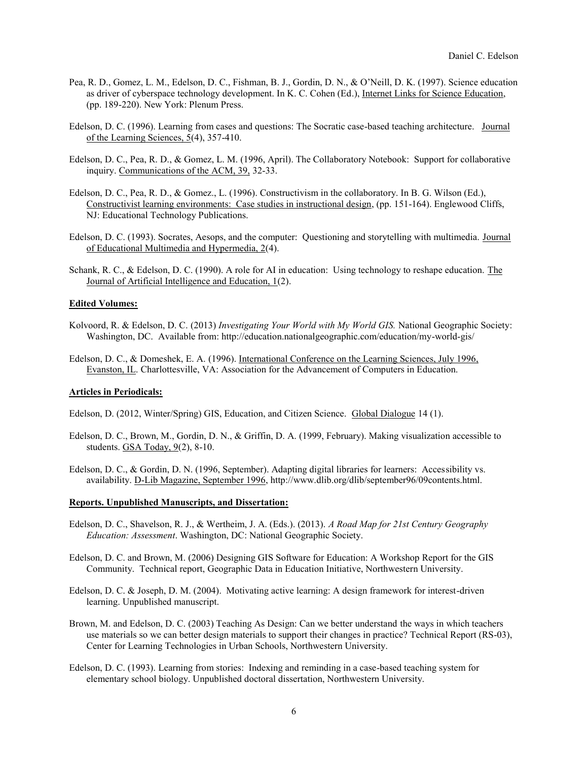Pea, R. D., Gomez, L. M., Edelson, D. C., Fishman, B. J., Gordin, D. N., & O'Neill, D. K. (1997). Science education as driver of cyberspace technology development. In K. C. Cohen (Ed.), Internet Links for Science Education, (pp. 189-220). New York: Plenum Press.

Edelson, D. C. (1996). Learning from cases and questions: The Socratic case-based teaching architecture. Journal of the Learning Sciences, 5(4), 357-410.

Edelson, D. C., Pea, R. D., & Gomez, L. M. (1996, April). The Collaboratory Notebook: Support for collaborative inquiry. Communications of the ACM, 39, 32-33.

Edelson, D. C., Pea, R. D., & Gomez., L. (1996). Constructivism in the collaboratory. In B. G. Wilson (Ed.), Constructivist learning environments: Case studies in instructional design, (pp. 151-164). Englewood Cliffs, NJ: Educational Technology Publications.

Edelson, D. C. (1993). Socrates, Aesops, and the computer: Questioning and storytelling with multimedia. Journal of Educational Multimedia and Hypermedia, 2(4).

Schank, R. C., & Edelson, D. C. (1990). A role for AI in education: Using technology to reshape education. The Journal of Artificial Intelligence and Education, 1(2).

**Edited Volumes:**

Kolvoord, R. & Edelson, D. C. (2013) *Investigating Your World with My World GIS.* National Geographic Society: Washington, DC. Available from: http://education.nationalgeographic.com/education/my-world-gis/

Edelson, D. C., & Domeshek, E. A. (1996). International Conference on the Learning Sciences, July 1996, Evanston, IL. Charlottesville, VA: Association for the Advancement of Computers in Education.

**Articles in Periodicals:**

Edelson, D. (2012, Winter/Spring) GIS, Education, and Citizen Science. Global Dialogue 14 (1).

Edelson, D. C., Brown, M., Gordin, D. N., & Griffin, D. A. (1999, February). Making visualization accessible to students. GSA Today, 9(2), 8-10.

Edelson, D. C., & Gordin, D. N. (1996, September). Adapting digital libraries for learners: Accessibility vs. availability. D-Lib Magazine, September 1996, http://www.dlib.org/dlib/september96/09contents.html.

**Reports. Unpublished Manuscripts, and Dissertation:**

Edelson, D. C., Shavelson, R. J., & Wertheim, J. A. (Eds.). (2013). *A Road Map for 21st Century Geography Education: Assessment*. Washington, DC: National Geographic Society.

Edelson, D. C. and Brown, M. (2006) Designing GIS Software for Education: A Workshop Report for the GIS Community. Technical report, Geographic Data in Education Initiative, Northwestern University.

Edelson, D. C. & Joseph, D. M. (2004). Motivating active learning: A design framework for interest-driven learning. Unpublished manuscript.

Brown, M. and Edelson, D. C. (2003) Teaching As Design: Can we better understand the ways in which teachers use materials so we can better design materials to support their changes in practice? Technical Report (RS-03), Center for Learning Technologies in Urban Schools, Northwestern University.

Edelson, D. C. (1993). Learning from stories: Indexing and reminding in a case-based teaching system for elementary school biology. Unpublished doctoral dissertation, Northwestern University.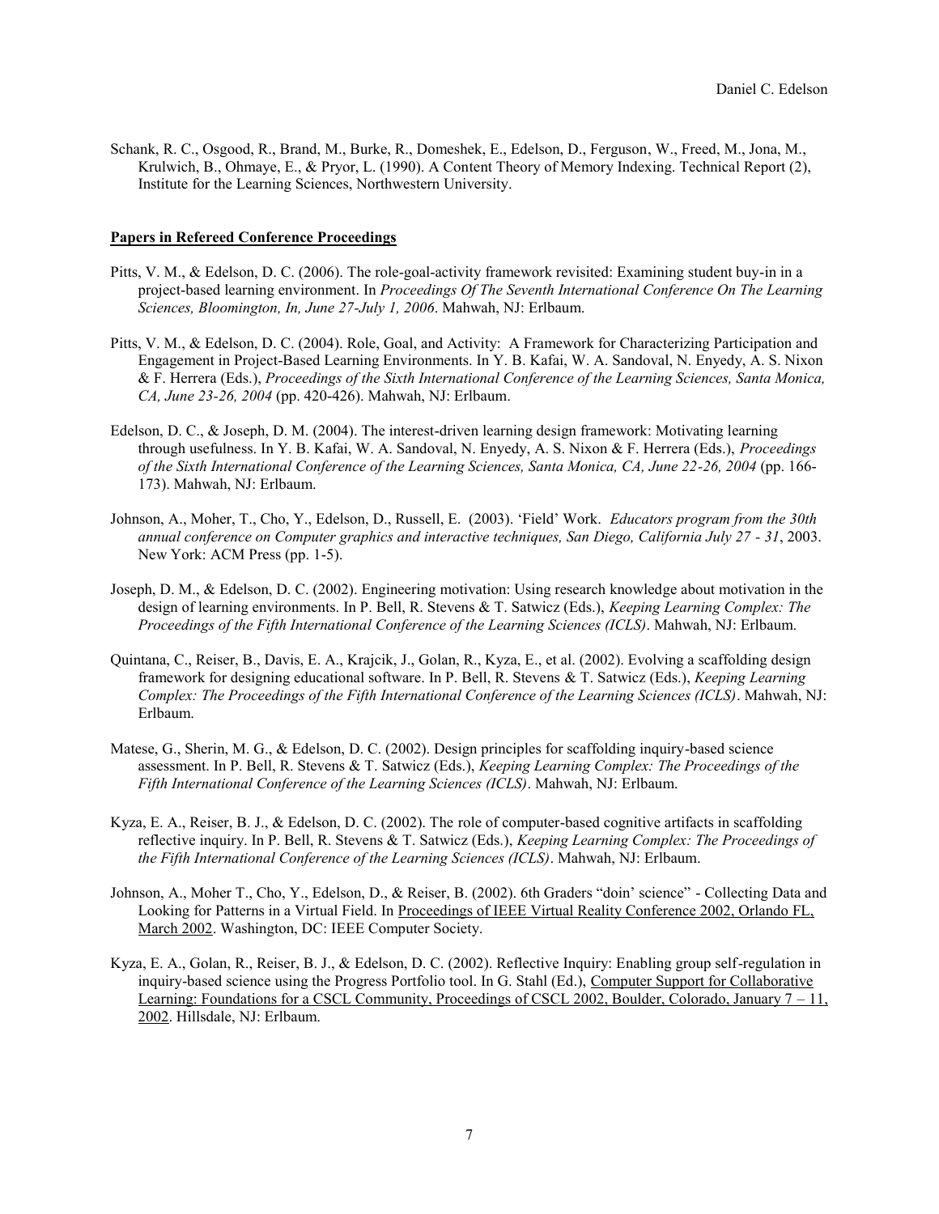Schank, R. C., Osgood, R., Brand, M., Burke, R., Domeshek, E., Edelson, D., Ferguson, W., Freed, M., Jona, M., Krulwich, B., Ohmaye, E., & Pryor, L. (1990). A Content Theory of Memory Indexing. Technical Report (2), Institute for the Learning Sciences, Northwestern University.

**Papers in Refereed Conference Proceedings**

Pitts, V. M., & Edelson, D. C. (2006). The role-goal-activity framework revisited: Examining student buy-in in a project-based learning environment. In *Proceedings Of The Seventh International Conference On The Learning Sciences, Bloomington, In, June 27-July 1, 2006*. Mahwah, NJ: Erlbaum.

Pitts, V. M., & Edelson, D. C. (2004). Role, Goal, and Activity: A Framework for Characterizing Participation and Engagement in Project-Based Learning Environments. In Y. B. Kafai, W. A. Sandoval, N. Enyedy, A. S. Nixon & F. Herrera (Eds.), *Proceedings of the Sixth International Conference of the Learning Sciences, Santa Monica, CA, June 23-26, 2004* (pp. 420-426). Mahwah, NJ: Erlbaum.

Edelson, D. C., & Joseph, D. M. (2004). The interest-driven learning design framework: Motivating learning through usefulness. In Y. B. Kafai, W. A. Sandoval, N. Enyedy, A. S. Nixon & F. Herrera (Eds.), *Proceedings of the Sixth International Conference of the Learning Sciences, Santa Monica, CA, June 22-26, 2004* (pp. 166-173). Mahwah, NJ: Erlbaum.

Johnson, A., Moher, T., Cho, Y., Edelson, D., Russell, E. (2003). 'Field' Work. *Educators program from the 30th annual conference on Computer graphics and interactive techniques, San Diego, California July 27 - 31*, 2003. New York: ACM Press (pp. 1-5).

Joseph, D. M., & Edelson, D. C. (2002). Engineering motivation: Using research knowledge about motivation in the design of learning environments. In P. Bell, R. Stevens & T. Satwicz (Eds.), *Keeping Learning Complex: The Proceedings of the Fifth International Conference of the Learning Sciences (ICLS)*. Mahwah, NJ: Erlbaum.

Quintana, C., Reiser, B., Davis, E. A., Krajcik, J., Golan, R., Kyza, E., et al. (2002). Evolving a scaffolding design framework for designing educational software. In P. Bell, R. Stevens & T. Satwicz (Eds.), *Keeping Learning Complex: The Proceedings of the Fifth International Conference of the Learning Sciences (ICLS)*. Mahwah, NJ: Erlbaum.

Matese, G., Sherin, M. G., & Edelson, D. C. (2002). Design principles for scaffolding inquiry-based science assessment. In P. Bell, R. Stevens & T. Satwicz (Eds.), *Keeping Learning Complex: The Proceedings of the Fifth International Conference of the Learning Sciences (ICLS)*. Mahwah, NJ: Erlbaum.

Kyza, E. A., Reiser, B. J., & Edelson, D. C. (2002). The role of computer-based cognitive artifacts in scaffolding reflective inquiry. In P. Bell, R. Stevens & T. Satwicz (Eds.), *Keeping Learning Complex: The Proceedings of the Fifth International Conference of the Learning Sciences (ICLS)*. Mahwah, NJ: Erlbaum.

Johnson, A., Moher T., Cho, Y., Edelson, D., & Reiser, B. (2002). 6th Graders "doin' science" - Collecting Data and Looking for Patterns in a Virtual Field. In Proceedings of IEEE Virtual Reality Conference 2002, Orlando FL, March 2002. Washington, DC: IEEE Computer Society.

Kyza, E. A., Golan, R., Reiser, B. J., & Edelson, D. C. (2002). Reflective Inquiry: Enabling group self-regulation in inquiry-based science using the Progress Portfolio tool. In G. Stahl (Ed.), Computer Support for Collaborative Learning: Foundations for a CSCL Community, Proceedings of CSCL 2002, Boulder, Colorado, January 7 – 11, 2002. Hillsdale, NJ: Erlbaum.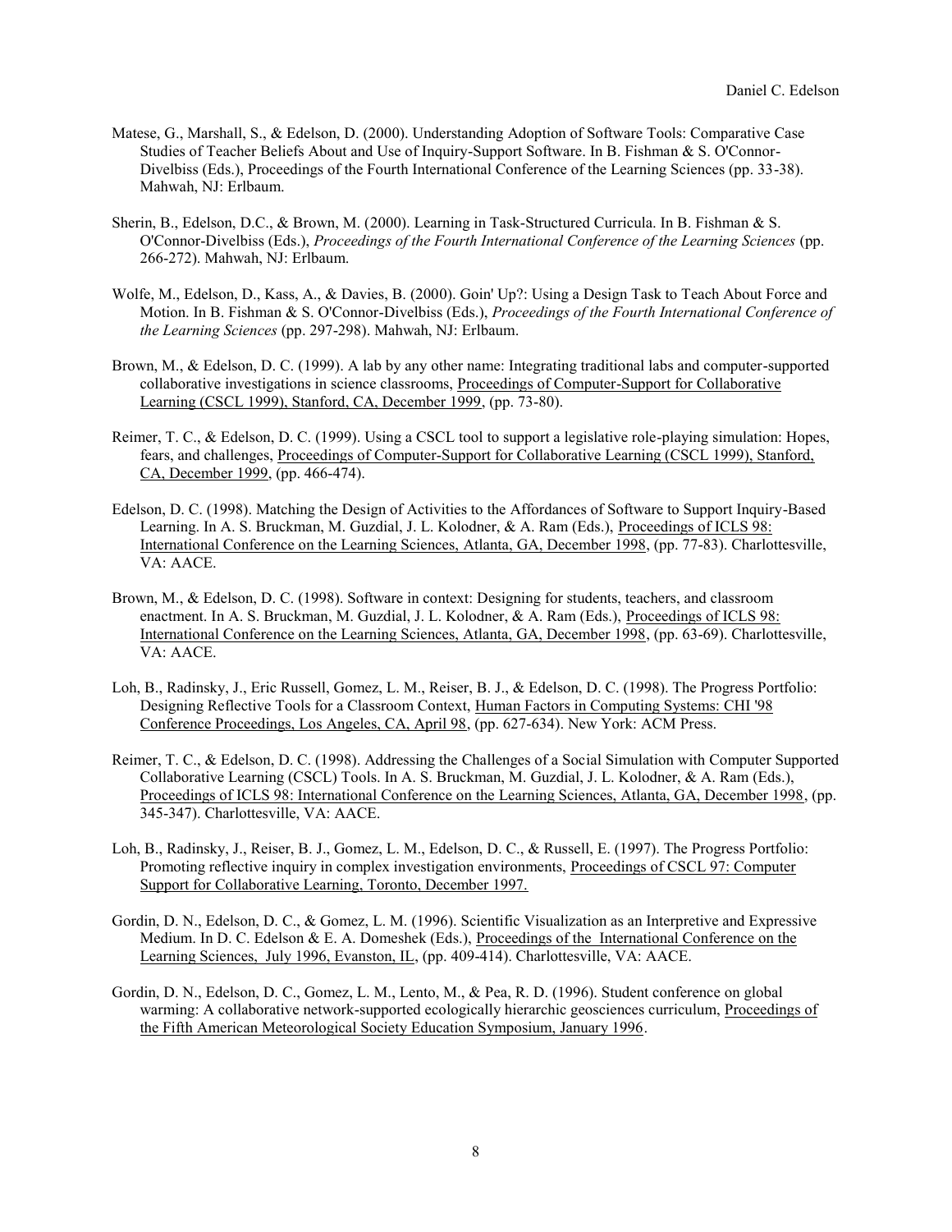Matese, G., Marshall, S., & Edelson, D. (2000). Understanding Adoption of Software Tools: Comparative Case Studies of Teacher Beliefs About and Use of Inquiry-Support Software. In B. Fishman & S. O'Connor-Divelbiss (Eds.), Proceedings of the Fourth International Conference of the Learning Sciences (pp. 33-38). Mahwah, NJ: Erlbaum.

Sherin, B., Edelson, D.C., & Brown, M. (2000). Learning in Task-Structured Curricula. In B. Fishman & S. O'Connor-Divelbiss (Eds.), *Proceedings of the Fourth International Conference of the Learning Sciences* (pp. 266-272). Mahwah, NJ: Erlbaum.

Wolfe, M., Edelson, D., Kass, A., & Davies, B. (2000). Goin' Up?: Using a Design Task to Teach About Force and Motion. In B. Fishman & S. O'Connor-Divelbiss (Eds.), *Proceedings of the Fourth International Conference of the Learning Sciences* (pp. 297-298). Mahwah, NJ: Erlbaum.

Brown, M., & Edelson, D. C. (1999). A lab by any other name: Integrating traditional labs and computer-supported collaborative investigations in science classrooms, Proceedings of Computer-Support for Collaborative Learning (CSCL 1999), Stanford, CA, December 1999, (pp. 73-80).

Reimer, T. C., & Edelson, D. C. (1999). Using a CSCL tool to support a legislative role-playing simulation: Hopes, fears, and challenges, Proceedings of Computer-Support for Collaborative Learning (CSCL 1999), Stanford, CA, December 1999, (pp. 466-474).

Edelson, D. C. (1998). Matching the Design of Activities to the Affordances of Software to Support Inquiry-Based Learning. In A. S. Bruckman, M. Guzdial, J. L. Kolodner, & A. Ram (Eds.), Proceedings of ICLS 98: International Conference on the Learning Sciences, Atlanta, GA, December 1998, (pp. 77-83). Charlottesville, VA: AACE.

Brown, M., & Edelson, D. C. (1998). Software in context: Designing for students, teachers, and classroom enactment. In A. S. Bruckman, M. Guzdial, J. L. Kolodner, & A. Ram (Eds.), Proceedings of ICLS 98: International Conference on the Learning Sciences, Atlanta, GA, December 1998, (pp. 63-69). Charlottesville, VA: AACE.

Loh, B., Radinsky, J., Eric Russell, Gomez, L. M., Reiser, B. J., & Edelson, D. C. (1998). The Progress Portfolio: Designing Reflective Tools for a Classroom Context, Human Factors in Computing Systems: CHI '98 Conference Proceedings, Los Angeles, CA, April 98, (pp. 627-634). New York: ACM Press.

Reimer, T. C., & Edelson, D. C. (1998). Addressing the Challenges of a Social Simulation with Computer Supported Collaborative Learning (CSCL) Tools. In A. S. Bruckman, M. Guzdial, J. L. Kolodner, & A. Ram (Eds.), Proceedings of ICLS 98: International Conference on the Learning Sciences, Atlanta, GA, December 1998, (pp. 345-347). Charlottesville, VA: AACE.

Loh, B., Radinsky, J., Reiser, B. J., Gomez, L. M., Edelson, D. C., & Russell, E. (1997). The Progress Portfolio: Promoting reflective inquiry in complex investigation environments, Proceedings of CSCL 97: Computer Support for Collaborative Learning, Toronto, December 1997.

Gordin, D. N., Edelson, D. C., & Gomez, L. M. (1996). Scientific Visualization as an Interpretive and Expressive Medium. In D. C. Edelson & E. A. Domeshek (Eds.), Proceedings of the International Conference on the Learning Sciences, July 1996, Evanston, IL, (pp. 409-414). Charlottesville, VA: AACE.

Gordin, D. N., Edelson, D. C., Gomez, L. M., Lento, M., & Pea, R. D. (1996). Student conference on global warming: A collaborative network-supported ecologically hierarchic geosciences curriculum, Proceedings of the Fifth American Meteorological Society Education Symposium, January 1996.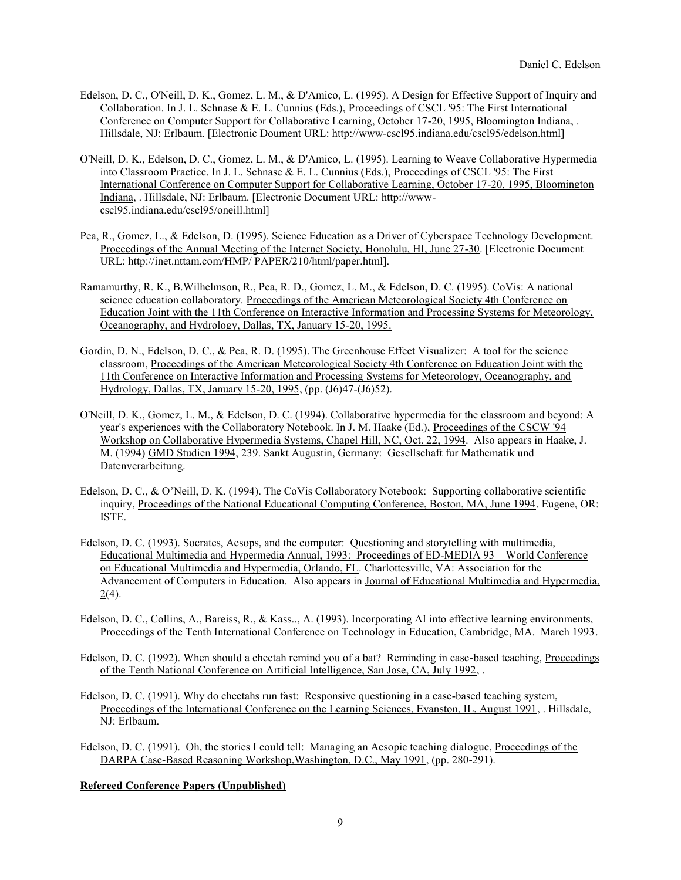Edelson, D. C., O'Neill, D. K., Gomez, L. M., & D'Amico, L. (1995). A Design for Effective Support of Inquiry and Collaboration. In J. L. Schnase & E. L. Cunnius (Eds.), Proceedings of CSCL '95: The First International Conference on Computer Support for Collaborative Learning, October 17-20, 1995, Bloomington Indiana, . Hillsdale, NJ: Erlbaum. [Electronic Doument URL: http://www-cscl95.indiana.edu/cscl95/edelson.html]

O'Neill, D. K., Edelson, D. C., Gomez, L. M., & D'Amico, L. (1995). Learning to Weave Collaborative Hypermedia into Classroom Practice. In J. L. Schnase & E. L. Cunnius (Eds.), Proceedings of CSCL '95: The First International Conference on Computer Support for Collaborative Learning, October 17-20, 1995, Bloomington Indiana, . Hillsdale, NJ: Erlbaum. [Electronic Document URL: http://www-cscl95.indiana.edu/cscl95/oneill.html]

Pea, R., Gomez, L., & Edelson, D. (1995). Science Education as a Driver of Cyberspace Technology Development. Proceedings of the Annual Meeting of the Internet Society, Honolulu, HI, June 27-30. [Electronic Document URL: http://inet.nttam.com/HMP/ PAPER/210/html/paper.html].

Ramamurthy, R. K., B.Wilhelmson, R., Pea, R. D., Gomez, L. M., & Edelson, D. C. (1995). CoVis: A national science education collaboratory. Proceedings of the American Meteorological Society 4th Conference on Education Joint with the 11th Conference on Interactive Information and Processing Systems for Meteorology, Oceanography, and Hydrology, Dallas, TX, January 15-20, 1995.

Gordin, D. N., Edelson, D. C., & Pea, R. D. (1995). The Greenhouse Effect Visualizer: A tool for the science classroom, Proceedings of the American Meteorological Society 4th Conference on Education Joint with the 11th Conference on Interactive Information and Processing Systems for Meteorology, Oceanography, and Hydrology, Dallas, TX, January 15-20, 1995, (pp. (J6)47-(J6)52).

O'Neill, D. K., Gomez, L. M., & Edelson, D. C. (1994). Collaborative hypermedia for the classroom and beyond: A year's experiences with the Collaboratory Notebook. In J. M. Haake (Ed.), Proceedings of the CSCW '94 Workshop on Collaborative Hypermedia Systems, Chapel Hill, NC, Oct. 22, 1994. Also appears in Haake, J. M. (1994) GMD Studien 1994, 239. Sankt Augustin, Germany: Gesellschaft fur Mathematik und Datenverarbeitung.

Edelson, D. C., & O'Neill, D. K. (1994). The CoVis Collaboratory Notebook: Supporting collaborative scientific inquiry, Proceedings of the National Educational Computing Conference, Boston, MA, June 1994. Eugene, OR: ISTE.

Edelson, D. C. (1993). Socrates, Aesops, and the computer: Questioning and storytelling with multimedia, Educational Multimedia and Hypermedia Annual, 1993: Proceedings of ED-MEDIA 93—World Conference on Educational Multimedia and Hypermedia, Orlando, FL. Charlottesville, VA: Association for the Advancement of Computers in Education. Also appears in Journal of Educational Multimedia and Hypermedia, 2(4).

Edelson, D. C., Collins, A., Bareiss, R., & Kass.., A. (1993). Incorporating AI into effective learning environments, Proceedings of the Tenth International Conference on Technology in Education, Cambridge, MA. March 1993.

Edelson, D. C. (1992). When should a cheetah remind you of a bat? Reminding in case-based teaching, Proceedings of the Tenth National Conference on Artificial Intelligence, San Jose, CA, July 1992, .

Edelson, D. C. (1991). Why do cheetahs run fast: Responsive questioning in a case-based teaching system, Proceedings of the International Conference on the Learning Sciences, Evanston, IL, August 1991, . Hillsdale, NJ: Erlbaum.

Edelson, D. C. (1991). Oh, the stories I could tell: Managing an Aesopic teaching dialogue, Proceedings of the DARPA Case-Based Reasoning Workshop,Washington, D.C., May 1991, (pp. 280-291).

**Refereed Conference Papers (Unpublished)**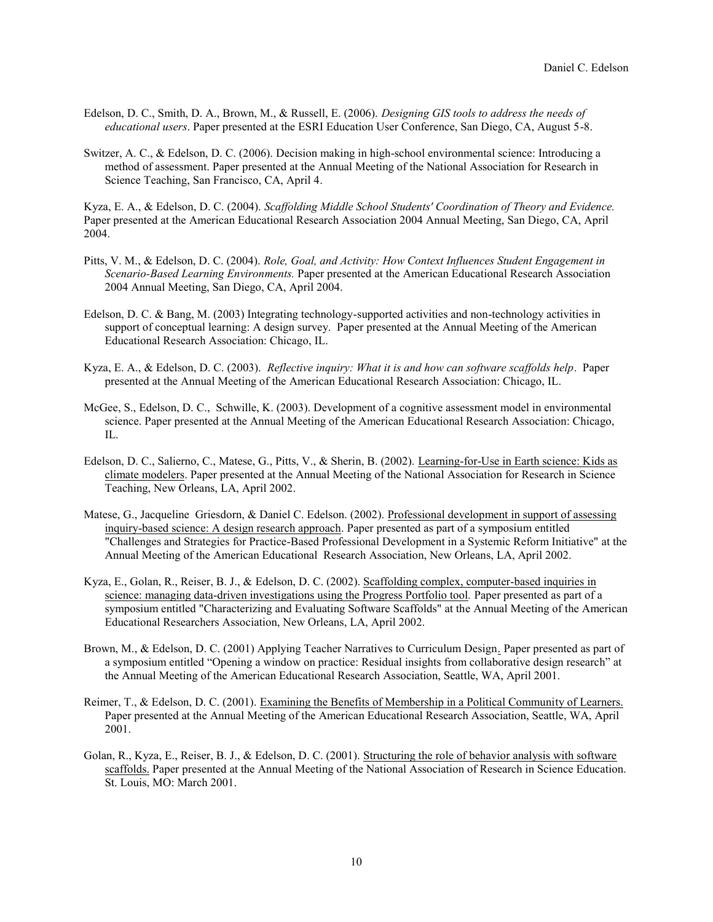Edelson, D. C., Smith, D. A., Brown, M., & Russell, E. (2006). *Designing GIS tools to address the needs of educational users*. Paper presented at the ESRI Education User Conference, San Diego, CA, August 5-8.

Switzer, A. C., & Edelson, D. C. (2006). Decision making in high-school environmental science: Introducing a method of assessment. Paper presented at the Annual Meeting of the National Association for Research in Science Teaching, San Francisco, CA, April 4.

Kyza, E. A., & Edelson, D. C. (2004). *Scaffolding Middle School Students' Coordination of Theory and Evidence.* Paper presented at the American Educational Research Association 2004 Annual Meeting, San Diego, CA, April 2004.

Pitts, V. M., & Edelson, D. C. (2004). *Role, Goal, and Activity: How Context Influences Student Engagement in Scenario-Based Learning Environments.* Paper presented at the American Educational Research Association 2004 Annual Meeting, San Diego, CA, April 2004.

Edelson, D. C. & Bang, M. (2003) Integrating technology-supported activities and non-technology activities in support of conceptual learning: A design survey. Paper presented at the Annual Meeting of the American Educational Research Association: Chicago, IL.

Kyza, E. A., & Edelson, D. C. (2003). *Reflective inquiry: What it is and how can software scaffolds help*. Paper presented at the Annual Meeting of the American Educational Research Association: Chicago, IL.

McGee, S., Edelson, D. C., Schwille, K. (2003). Development of a cognitive assessment model in environmental science. Paper presented at the Annual Meeting of the American Educational Research Association: Chicago, IL.

Edelson, D. C., Salierno, C., Matese, G., Pitts, V., & Sherin, B. (2002). Learning-for-Use in Earth science: Kids as climate modelers. Paper presented at the Annual Meeting of the National Association for Research in Science Teaching, New Orleans, LA, April 2002.

Matese, G., Jacqueline Griesdorn, & Daniel C. Edelson. (2002). Professional development in support of assessing inquiry-based science: A design research approach. Paper presented as part of a symposium entitled "Challenges and Strategies for Practice-Based Professional Development in a Systemic Reform Initiative" at the Annual Meeting of the American Educational Research Association, New Orleans, LA, April 2002.

Kyza, E., Golan, R., Reiser, B. J., & Edelson, D. C. (2002). Scaffolding complex, computer-based inquiries in science: managing data-driven investigations using the Progress Portfolio tool. Paper presented as part of a symposium entitled "Characterizing and Evaluating Software Scaffolds" at the Annual Meeting of the American Educational Researchers Association, New Orleans, LA, April 2002.

Brown, M., & Edelson, D. C. (2001) Applying Teacher Narratives to Curriculum Design. Paper presented as part of a symposium entitled "Opening a window on practice: Residual insights from collaborative design research" at the Annual Meeting of the American Educational Research Association, Seattle, WA, April 2001.

Reimer, T., & Edelson, D. C. (2001). Examining the Benefits of Membership in a Political Community of Learners. Paper presented at the Annual Meeting of the American Educational Research Association, Seattle, WA, April 2001.

Golan, R., Kyza, E., Reiser, B. J., & Edelson, D. C. (2001). Structuring the role of behavior analysis with software scaffolds. Paper presented at the Annual Meeting of the National Association of Research in Science Education. St. Louis, MO: March 2001.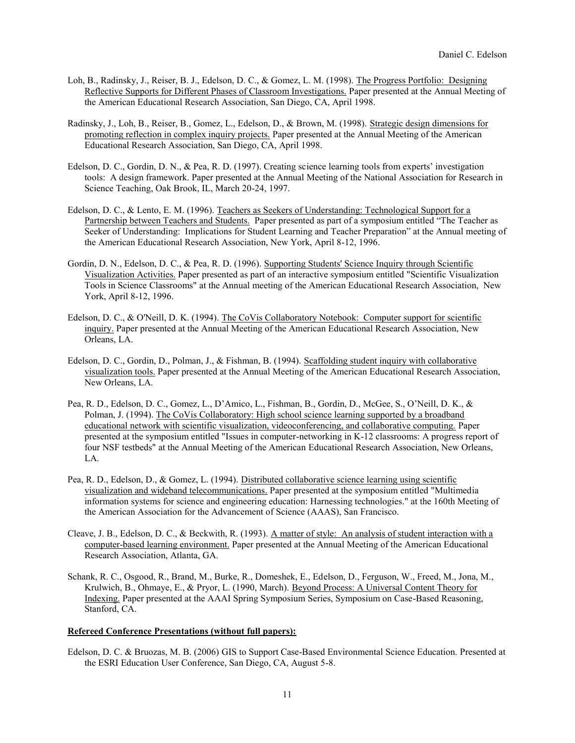Loh, B., Radinsky, J., Reiser, B. J., Edelson, D. C., & Gomez, L. M. (1998). The Progress Portfolio: Designing Reflective Supports for Different Phases of Classroom Investigations. Paper presented at the Annual Meeting of the American Educational Research Association, San Diego, CA, April 1998.

Radinsky, J., Loh, B., Reiser, B., Gomez, L., Edelson, D., & Brown, M. (1998). Strategic design dimensions for promoting reflection in complex inquiry projects. Paper presented at the Annual Meeting of the American Educational Research Association, San Diego, CA, April 1998.

Edelson, D. C., Gordin, D. N., & Pea, R. D. (1997). Creating science learning tools from experts' investigation tools: A design framework. Paper presented at the Annual Meeting of the National Association for Research in Science Teaching, Oak Brook, IL, March 20-24, 1997.

Edelson, D. C., & Lento, E. M. (1996). Teachers as Seekers of Understanding: Technological Support for a Partnership between Teachers and Students. Paper presented as part of a symposium entitled "The Teacher as Seeker of Understanding: Implications for Student Learning and Teacher Preparation" at the Annual meeting of the American Educational Research Association, New York, April 8-12, 1996.

Gordin, D. N., Edelson, D. C., & Pea, R. D. (1996). Supporting Students' Science Inquiry through Scientific Visualization Activities. Paper presented as part of an interactive symposium entitled "Scientific Visualization Tools in Science Classrooms" at the Annual meeting of the American Educational Research Association, New York, April 8-12, 1996.

Edelson, D. C., & O'Neill, D. K. (1994). The CoVis Collaboratory Notebook: Computer support for scientific inquiry. Paper presented at the Annual Meeting of the American Educational Research Association, New Orleans, LA.

Edelson, D. C., Gordin, D., Polman, J., & Fishman, B. (1994). Scaffolding student inquiry with collaborative visualization tools. Paper presented at the Annual Meeting of the American Educational Research Association, New Orleans, LA.

Pea, R. D., Edelson, D. C., Gomez, L., D'Amico, L., Fishman, B., Gordin, D., McGee, S., O'Neill, D. K., & Polman, J. (1994). The CoVis Collaboratory: High school science learning supported by a broadband educational network with scientific visualization, videoconferencing, and collaborative computing. Paper presented at the symposium entitled "Issues in computer-networking in K-12 classrooms: A progress report of four NSF testbeds" at the Annual Meeting of the American Educational Research Association, New Orleans, LA.

Pea, R. D., Edelson, D., & Gomez, L. (1994). Distributed collaborative science learning using scientific visualization and wideband telecommunications. Paper presented at the symposium entitled "Multimedia information systems for science and engineering education: Harnessing technologies." at the 160th Meeting of the American Association for the Advancement of Science (AAAS), San Francisco.

Cleave, J. B., Edelson, D. C., & Beckwith, R. (1993). A matter of style: An analysis of student interaction with a computer-based learning environment. Paper presented at the Annual Meeting of the American Educational Research Association, Atlanta, GA.

Schank, R. C., Osgood, R., Brand, M., Burke, R., Domeshek, E., Edelson, D., Ferguson, W., Freed, M., Jona, M., Krulwich, B., Ohmaye, E., & Pryor, L. (1990, March). Beyond Process: A Universal Content Theory for Indexing. Paper presented at the AAAI Spring Symposium Series, Symposium on Case-Based Reasoning, Stanford, CA.

**Refereed Conference Presentations (without full papers):**

Edelson, D. C. & Bruozas, M. B. (2006) GIS to Support Case-Based Environmental Science Education. Presented at the ESRI Education User Conference, San Diego, CA, August 5-8.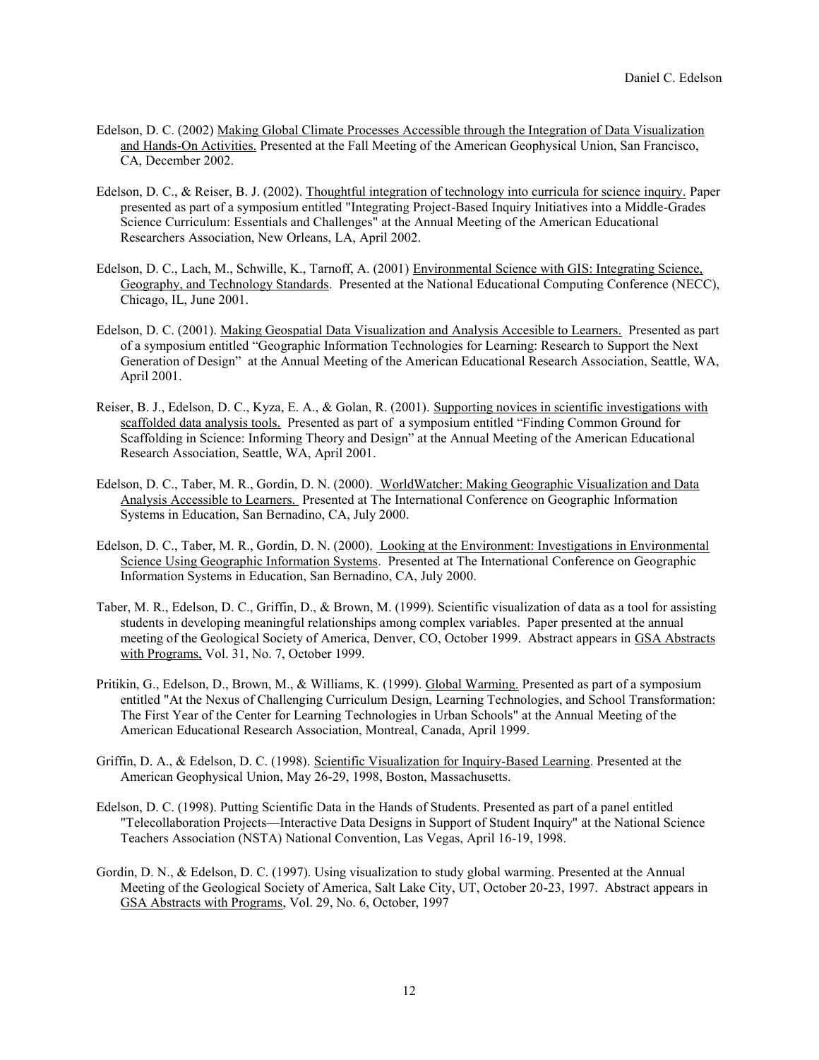Edelson, D. C. (2002) Making Global Climate Processes Accessible through the Integration of Data Visualization and Hands-On Activities. Presented at the Fall Meeting of the American Geophysical Union, San Francisco, CA, December 2002.

Edelson, D. C., & Reiser, B. J. (2002). Thoughtful integration of technology into curricula for science inquiry. Paper presented as part of a symposium entitled "Integrating Project-Based Inquiry Initiatives into a Middle-Grades Science Curriculum: Essentials and Challenges" at the Annual Meeting of the American Educational Researchers Association, New Orleans, LA, April 2002.

Edelson, D. C., Lach, M., Schwille, K., Tarnoff, A. (2001) Environmental Science with GIS: Integrating Science, Geography, and Technology Standards. Presented at the National Educational Computing Conference (NECC), Chicago, IL, June 2001.

Edelson, D. C. (2001). Making Geospatial Data Visualization and Analysis Accesible to Learners. Presented as part of a symposium entitled "Geographic Information Technologies for Learning: Research to Support the Next Generation of Design" at the Annual Meeting of the American Educational Research Association, Seattle, WA, April 2001.

Reiser, B. J., Edelson, D. C., Kyza, E. A., & Golan, R. (2001). Supporting novices in scientific investigations with scaffolded data analysis tools. Presented as part of a symposium entitled "Finding Common Ground for Scaffolding in Science: Informing Theory and Design" at the Annual Meeting of the American Educational Research Association, Seattle, WA, April 2001.

Edelson, D. C., Taber, M. R., Gordin, D. N. (2000). WorldWatcher: Making Geographic Visualization and Data Analysis Accessible to Learners. Presented at The International Conference on Geographic Information Systems in Education, San Bernadino, CA, July 2000.

Edelson, D. C., Taber, M. R., Gordin, D. N. (2000). Looking at the Environment: Investigations in Environmental Science Using Geographic Information Systems. Presented at The International Conference on Geographic Information Systems in Education, San Bernadino, CA, July 2000.

Taber, M. R., Edelson, D. C., Griffin, D., & Brown, M. (1999). Scientific visualization of data as a tool for assisting students in developing meaningful relationships among complex variables. Paper presented at the annual meeting of the Geological Society of America, Denver, CO, October 1999. Abstract appears in GSA Abstracts with Programs, Vol. 31, No. 7, October 1999.

Pritikin, G., Edelson, D., Brown, M., & Williams, K. (1999). Global Warming. Presented as part of a symposium entitled "At the Nexus of Challenging Curriculum Design, Learning Technologies, and School Transformation: The First Year of the Center for Learning Technologies in Urban Schools" at the Annual Meeting of the American Educational Research Association, Montreal, Canada, April 1999.

Griffin, D. A., & Edelson, D. C. (1998). Scientific Visualization for Inquiry-Based Learning. Presented at the American Geophysical Union, May 26-29, 1998, Boston, Massachusetts.

Edelson, D. C. (1998). Putting Scientific Data in the Hands of Students. Presented as part of a panel entitled "Telecollaboration Projects—Interactive Data Designs in Support of Student Inquiry" at the National Science Teachers Association (NSTA) National Convention, Las Vegas, April 16-19, 1998.

Gordin, D. N., & Edelson, D. C. (1997). Using visualization to study global warming. Presented at the Annual Meeting of the Geological Society of America, Salt Lake City, UT, October 20-23, 1997. Abstract appears in GSA Abstracts with Programs, Vol. 29, No. 6, October, 1997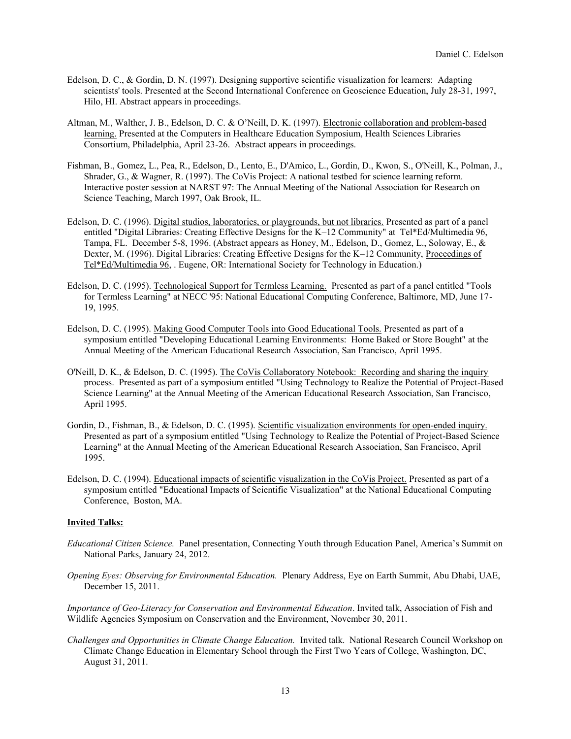Edelson, D. C., & Gordin, D. N. (1997). Designing supportive scientific visualization for learners: Adapting scientists' tools. Presented at the Second International Conference on Geoscience Education, July 28-31, 1997, Hilo, HI. Abstract appears in proceedings.

Altman, M., Walther, J. B., Edelson, D. C. & O'Neill, D. K. (1997). <u>Electronic collaboration and problem-based learning.</u> Presented at the Computers in Healthcare Education Symposium, Health Sciences Libraries Consortium, Philadelphia, April 23-26. Abstract appears in proceedings.

Fishman, B., Gomez, L., Pea, R., Edelson, D., Lento, E., D'Amico, L., Gordin, D., Kwon, S., O'Neill, K., Polman, J., Shrader, G., & Wagner, R. (1997). The CoVis Project: A national testbed for science learning reform. Interactive poster session at NARST 97: The Annual Meeting of the National Association for Research on Science Teaching, March 1997, Oak Brook, IL.

Edelson, D. C. (1996). <u>Digital studios, laboratories, or playgrounds, but not libraries.</u> Presented as part of a panel entitled "Digital Libraries: Creating Effective Designs for the K–12 Community" at Tel*Ed/Multimedia 96, Tampa, FL. December 5-8, 1996. (Abstract appears as Honey, M., Edelson, D., Gomez, L., Soloway, E., & Dexter, M. (1996). Digital Libraries: Creating Effective Designs for the K–12 Community, <u>Proceedings of Tel*Ed/Multimedia 96</u>, . Eugene, OR: International Society for Technology in Education.)

Edelson, D. C. (1995). <u>Technological Support for Termless Learning.</u> Presented as part of a panel entitled "Tools for Termless Learning" at NECC '95: National Educational Computing Conference, Baltimore, MD, June 17-19, 1995.

Edelson, D. C. (1995). <u>Making Good Computer Tools into Good Educational Tools.</u> Presented as part of a symposium entitled "Developing Educational Learning Environments: Home Baked or Store Bought" at the Annual Meeting of the American Educational Research Association, San Francisco, April 1995.

O'Neill, D. K., & Edelson, D. C. (1995). <u>The CoVis Collaboratory Notebook: Recording and sharing the inquiry process</u>. Presented as part of a symposium entitled "Using Technology to Realize the Potential of Project-Based Science Learning" at the Annual Meeting of the American Educational Research Association, San Francisco, April 1995.

Gordin, D., Fishman, B., & Edelson, D. C. (1995). <u>Scientific visualization environments for open-ended inquiry.</u> Presented as part of a symposium entitled "Using Technology to Realize the Potential of Project-Based Science Learning" at the Annual Meeting of the American Educational Research Association, San Francisco, April 1995.

Edelson, D. C. (1994). <u>Educational impacts of scientific visualization in the CoVis Project.</u> Presented as part of a symposium entitled "Educational Impacts of Scientific Visualization" at the National Educational Computing Conference, Boston, MA.

**<u>Invited Talks:</u>**

*Educational Citizen Science.* Panel presentation, Connecting Youth through Education Panel, America's Summit on National Parks, January 24, 2012.

*Opening Eyes: Observing for Environmental Education.* Plenary Address, Eye on Earth Summit, Abu Dhabi, UAE, December 15, 2011.

*Importance of Geo-Literacy for Conservation and Environmental Education*. Invited talk, Association of Fish and Wildlife Agencies Symposium on Conservation and the Environment, November 30, 2011.

*Challenges and Opportunities in Climate Change Education.* Invited talk. National Research Council Workshop on Climate Change Education in Elementary School through the First Two Years of College, Washington, DC, August 31, 2011.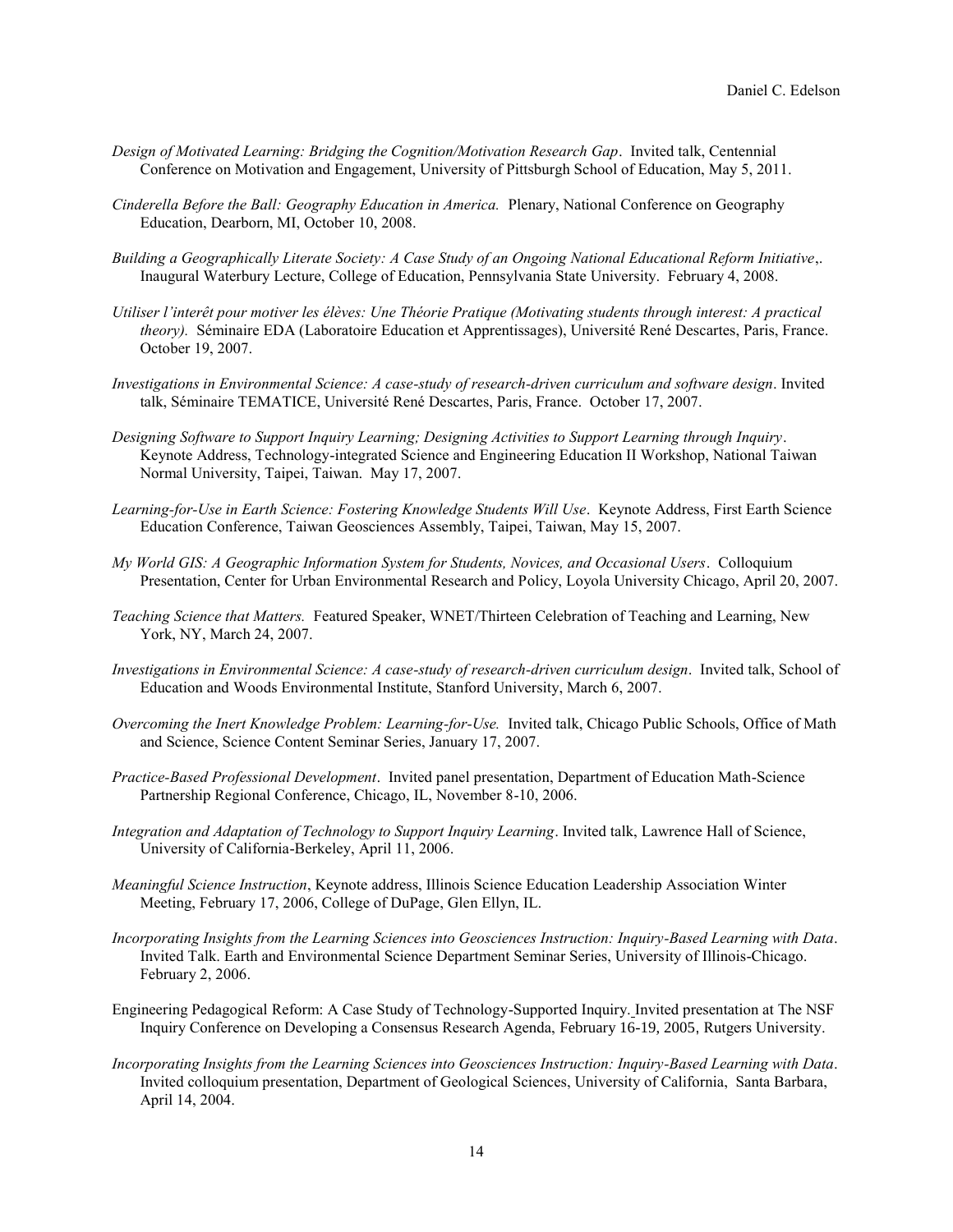*Design of Motivated Learning: Bridging the Cognition/Motivation Research Gap*. Invited talk, Centennial Conference on Motivation and Engagement, University of Pittsburgh School of Education, May 5, 2011.

*Cinderella Before the Ball: Geography Education in America.* Plenary, National Conference on Geography Education, Dearborn, MI, October 10, 2008.

*Building a Geographically Literate Society: A Case Study of an Ongoing National Educational Reform Initiative*,. Inaugural Waterbury Lecture, College of Education, Pennsylvania State University. February 4, 2008.

*Utiliser l'interêt pour motiver les élèves: Une Théorie Pratique (Motivating students through interest: A practical theory).* Séminaire EDA (Laboratoire Education et Apprentissages), Université René Descartes, Paris, France. October 19, 2007.

*Investigations in Environmental Science: A case-study of research-driven curriculum and software design*. Invited talk, Séminaire TEMATICE, Université René Descartes, Paris, France. October 17, 2007.

*Designing Software to Support Inquiry Learning; Designing Activities to Support Learning through Inquiry*. Keynote Address, Technology-integrated Science and Engineering Education II Workshop, National Taiwan Normal University, Taipei, Taiwan. May 17, 2007.

*Learning-for-Use in Earth Science: Fostering Knowledge Students Will Use*. Keynote Address, First Earth Science Education Conference, Taiwan Geosciences Assembly, Taipei, Taiwan, May 15, 2007.

*My World GIS: A Geographic Information System for Students, Novices, and Occasional Users*. Colloquium Presentation, Center for Urban Environmental Research and Policy, Loyola University Chicago, April 20, 2007.

*Teaching Science that Matters.* Featured Speaker, WNET/Thirteen Celebration of Teaching and Learning, New York, NY, March 24, 2007.

*Investigations in Environmental Science: A case-study of research-driven curriculum design*. Invited talk, School of Education and Woods Environmental Institute, Stanford University, March 6, 2007.

*Overcoming the Inert Knowledge Problem: Learning-for-Use.* Invited talk, Chicago Public Schools, Office of Math and Science, Science Content Seminar Series, January 17, 2007.

*Practice-Based Professional Development*. Invited panel presentation, Department of Education Math-Science Partnership Regional Conference, Chicago, IL, November 8-10, 2006.

*Integration and Adaptation of Technology to Support Inquiry Learning*. Invited talk, Lawrence Hall of Science, University of California-Berkeley, April 11, 2006.

*Meaningful Science Instruction*, Keynote address, Illinois Science Education Leadership Association Winter Meeting, February 17, 2006, College of DuPage, Glen Ellyn, IL.

*Incorporating Insights from the Learning Sciences into Geosciences Instruction: Inquiry-Based Learning with Data*. Invited Talk. Earth and Environmental Science Department Seminar Series, University of Illinois-Chicago. February 2, 2006.

Engineering Pedagogical Reform: A Case Study of Technology-Supported Inquiry. Invited presentation at The NSF Inquiry Conference on Developing a Consensus Research Agenda, February 16-19, 2005, Rutgers University.

*Incorporating Insights from the Learning Sciences into Geosciences Instruction: Inquiry-Based Learning with Data*. Invited colloquium presentation, Department of Geological Sciences, University of California, Santa Barbara, April 14, 2004.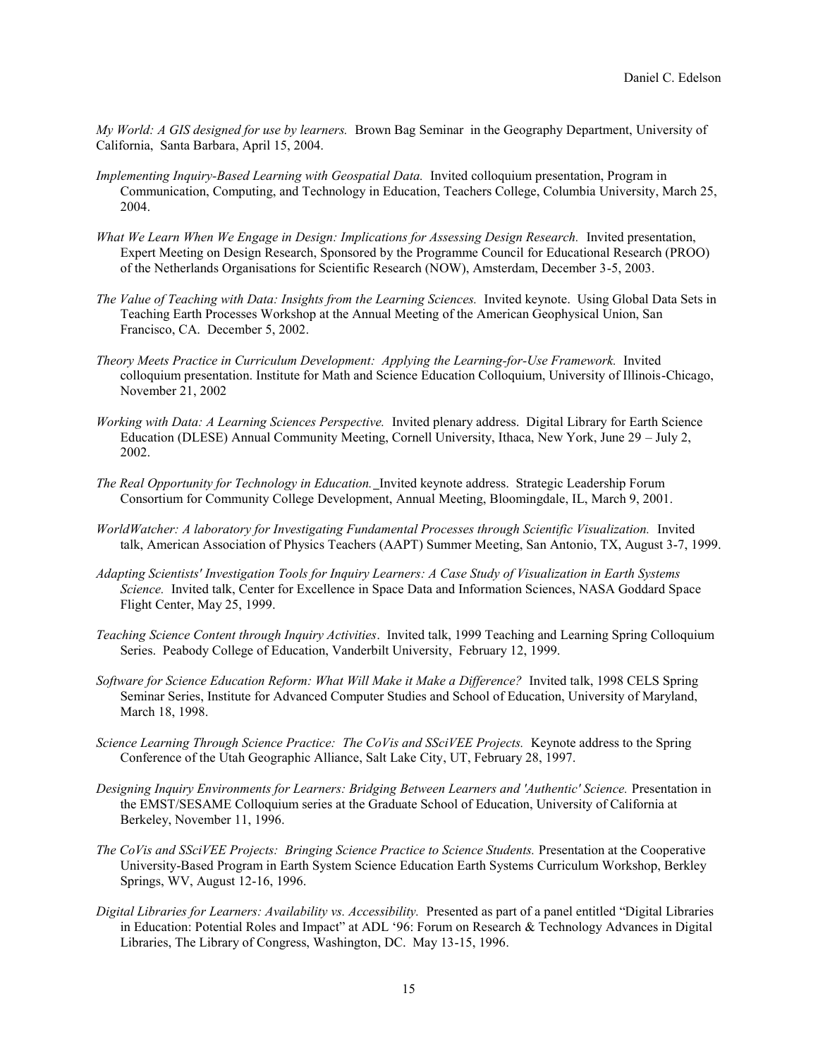*My World: A GIS designed for use by learners.* Brown Bag Seminar in the Geography Department, University of California, Santa Barbara, April 15, 2004.

*Implementing Inquiry-Based Learning with Geospatial Data.* Invited colloquium presentation, Program in Communication, Computing, and Technology in Education, Teachers College, Columbia University, March 25, 2004.

*What We Learn When We Engage in Design: Implications for Assessing Design Research.* Invited presentation, Expert Meeting on Design Research, Sponsored by the Programme Council for Educational Research (PROO) of the Netherlands Organisations for Scientific Research (NOW), Amsterdam, December 3-5, 2003.

*The Value of Teaching with Data: Insights from the Learning Sciences.* Invited keynote. Using Global Data Sets in Teaching Earth Processes Workshop at the Annual Meeting of the American Geophysical Union, San Francisco, CA. December 5, 2002.

*Theory Meets Practice in Curriculum Development: Applying the Learning-for-Use Framework.* Invited colloquium presentation. Institute for Math and Science Education Colloquium, University of Illinois-Chicago, November 21, 2002

*Working with Data: A Learning Sciences Perspective.* Invited plenary address. Digital Library for Earth Science Education (DLESE) Annual Community Meeting, Cornell University, Ithaca, New York, June 29 – July 2, 2002.

*The Real Opportunity for Technology in Education.* Invited keynote address. Strategic Leadership Forum Consortium for Community College Development, Annual Meeting, Bloomingdale, IL, March 9, 2001.

*WorldWatcher: A laboratory for Investigating Fundamental Processes through Scientific Visualization.* Invited talk, American Association of Physics Teachers (AAPT) Summer Meeting, San Antonio, TX, August 3-7, 1999.

*Adapting Scientists' Investigation Tools for Inquiry Learners: A Case Study of Visualization in Earth Systems Science.* Invited talk, Center for Excellence in Space Data and Information Sciences, NASA Goddard Space Flight Center, May 25, 1999.

*Teaching Science Content through Inquiry Activities*. Invited talk, 1999 Teaching and Learning Spring Colloquium Series. Peabody College of Education, Vanderbilt University, February 12, 1999.

*Software for Science Education Reform: What Will Make it Make a Difference?* Invited talk, 1998 CELS Spring Seminar Series, Institute for Advanced Computer Studies and School of Education, University of Maryland, March 18, 1998.

*Science Learning Through Science Practice: The CoVis and SSciVEE Projects.* Keynote address to the Spring Conference of the Utah Geographic Alliance, Salt Lake City, UT, February 28, 1997.

*Designing Inquiry Environments for Learners: Bridging Between Learners and 'Authentic' Science.* Presentation in the EMST/SESAME Colloquium series at the Graduate School of Education, University of California at Berkeley, November 11, 1996.

*The CoVis and SSciVEE Projects: Bringing Science Practice to Science Students.* Presentation at the Cooperative University-Based Program in Earth System Science Education Earth Systems Curriculum Workshop, Berkley Springs, WV, August 12-16, 1996.

*Digital Libraries for Learners: Availability vs. Accessibility.* Presented as part of a panel entitled "Digital Libraries in Education: Potential Roles and Impact" at ADL '96: Forum on Research & Technology Advances in Digital Libraries, The Library of Congress, Washington, DC. May 13-15, 1996.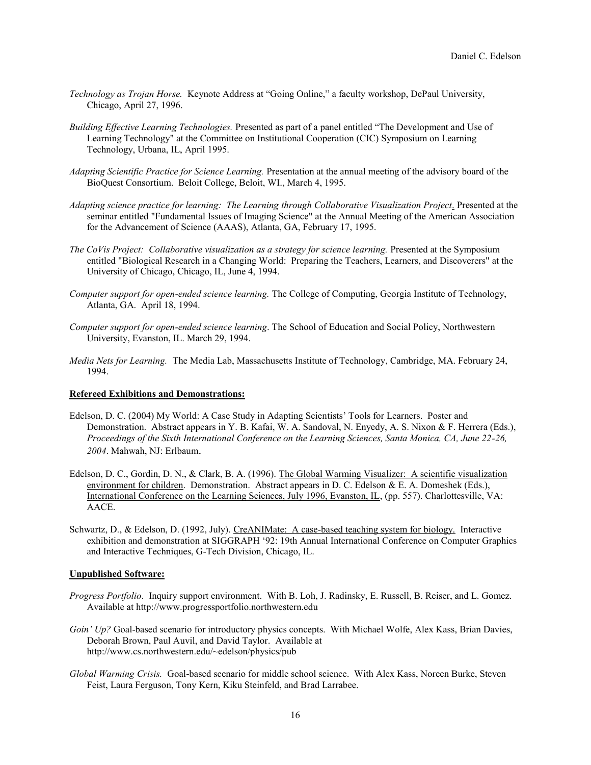*Technology as Trojan Horse.* Keynote Address at "Going Online," a faculty workshop, DePaul University, Chicago, April 27, 1996.

*Building Effective Learning Technologies.* Presented as part of a panel entitled "The Development and Use of Learning Technology" at the Committee on Institutional Cooperation (CIC) Symposium on Learning Technology, Urbana, IL, April 1995.

*Adapting Scientific Practice for Science Learning.* Presentation at the annual meeting of the advisory board of the BioQuest Consortium. Beloit College, Beloit, WI., March 4, 1995.

*Adapting science practice for learning: The Learning through Collaborative Visualization Project*. Presented at the seminar entitled "Fundamental Issues of Imaging Science" at the Annual Meeting of the American Association for the Advancement of Science (AAAS), Atlanta, GA, February 17, 1995.

*The CoVis Project: Collaborative visualization as a strategy for science learning.* Presented at the Symposium entitled "Biological Research in a Changing World: Preparing the Teachers, Learners, and Discoverers" at the University of Chicago, Chicago, IL, June 4, 1994.

*Computer support for open-ended science learning.* The College of Computing, Georgia Institute of Technology, Atlanta, GA. April 18, 1994.

*Computer support for open-ended science learning*. The School of Education and Social Policy, Northwestern University, Evanston, IL. March 29, 1994.

*Media Nets for Learning.* The Media Lab, Massachusetts Institute of Technology, Cambridge, MA. February 24, 1994.

**Refereed Exhibitions and Demonstrations:**

Edelson, D. C. (2004) My World: A Case Study in Adapting Scientists' Tools for Learners. Poster and Demonstration. Abstract appears in Y. B. Kafai, W. A. Sandoval, N. Enyedy, A. S. Nixon & F. Herrera (Eds.), *Proceedings of the Sixth International Conference on the Learning Sciences, Santa Monica, CA, June 22-26, 2004*. Mahwah, NJ: Erlbaum.

Edelson, D. C., Gordin, D. N., & Clark, B. A. (1996). The Global Warming Visualizer: A scientific visualization environment for children. Demonstration. Abstract appears in D. C. Edelson & E. A. Domeshek (Eds.), International Conference on the Learning Sciences, July 1996, Evanston, IL, (pp. 557). Charlottesville, VA: AACE.

Schwartz, D., & Edelson, D. (1992, July). CreANIMate: A case-based teaching system for biology. Interactive exhibition and demonstration at SIGGRAPH '92: 19th Annual International Conference on Computer Graphics and Interactive Techniques, G-Tech Division, Chicago, IL.

**Unpublished Software:**

*Progress Portfolio*. Inquiry support environment. With B. Loh, J. Radinsky, E. Russell, B. Reiser, and L. Gomez. Available at http://www.progressportfolio.northwestern.edu

*Goin' Up?* Goal-based scenario for introductory physics concepts. With Michael Wolfe, Alex Kass, Brian Davies, Deborah Brown, Paul Auvil, and David Taylor. Available at http://www.cs.northwestern.edu/~edelson/physics/pub

*Global Warming Crisis.* Goal-based scenario for middle school science. With Alex Kass, Noreen Burke, Steven Feist, Laura Ferguson, Tony Kern, Kiku Steinfeld, and Brad Larrabee.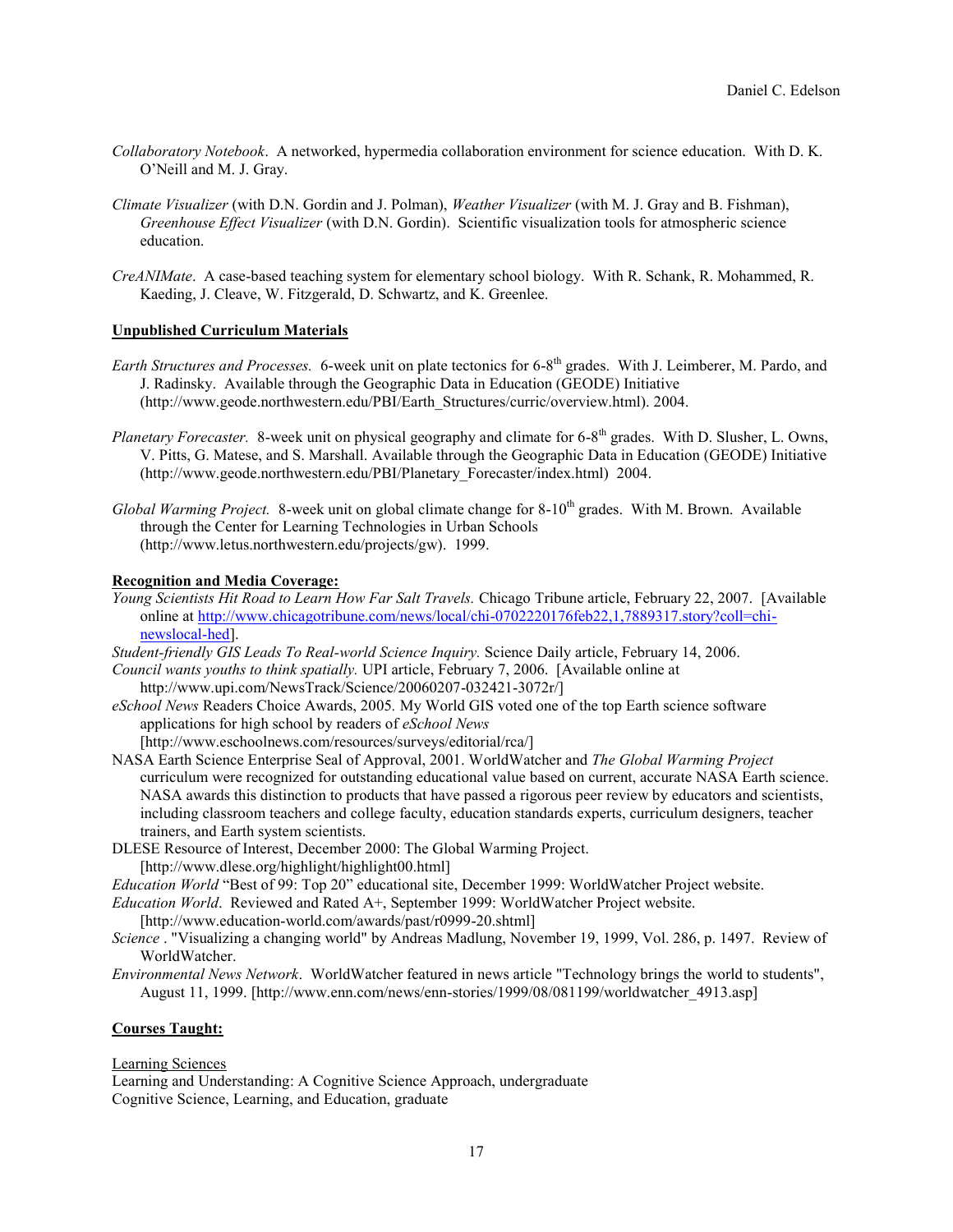*Collaboratory Notebook*. A networked, hypermedia collaboration environment for science education. With D. K. O'Neill and M. J. Gray.

*Climate Visualizer* (with D.N. Gordin and J. Polman), *Weather Visualizer* (with M. J. Gray and B. Fishman), *Greenhouse Effect Visualizer* (with D.N. Gordin). Scientific visualization tools for atmospheric science education.

*CreANIMate*. A case-based teaching system for elementary school biology. With R. Schank, R. Mohammed, R. Kaeding, J. Cleave, W. Fitzgerald, D. Schwartz, and K. Greenlee.

**Unpublished Curriculum Materials**

*Earth Structures and Processes.* 6-week unit on plate tectonics for 6-8th grades. With J. Leimberer, M. Pardo, and J. Radinsky. Available through the Geographic Data in Education (GEODE) Initiative (http://www.geode.northwestern.edu/PBI/Earth_Structures/curric/overview.html). 2004.

*Planetary Forecaster.* 8-week unit on physical geography and climate for 6-8th grades. With D. Slusher, L. Owns, V. Pitts, G. Matese, and S. Marshall. Available through the Geographic Data in Education (GEODE) Initiative (http://www.geode.northwestern.edu/PBI/Planetary_Forecaster/index.html) 2004.

*Global Warming Project.* 8-week unit on global climate change for 8-10th grades. With M. Brown. Available through the Center for Learning Technologies in Urban Schools (http://www.letus.northwestern.edu/projects/gw). 1999.

**Recognition and Media Coverage:**

*Young Scientists Hit Road to Learn How Far Salt Travels.* Chicago Tribune article, February 22, 2007. [Available online at http://www.chicagotribune.com/news/local/chi-0702220176feb22,1,7889317.story?coll=chi-newslocal-hed].

*Student-friendly GIS Leads To Real-world Science Inquiry.* Science Daily article, February 14, 2006.

*Council wants youths to think spatially.* UPI article, February 7, 2006. [Available online at http://www.upi.com/NewsTrack/Science/20060207-032421-3072r/]

*eSchool News* Readers Choice Awards, 2005. My World GIS voted one of the top Earth science software applications for high school by readers of *eSchool News* [http://www.eschoolnews.com/resources/surveys/editorial/rca/]

NASA Earth Science Enterprise Seal of Approval, 2001. WorldWatcher and *The Global Warming Project* curriculum were recognized for outstanding educational value based on current, accurate NASA Earth science. NASA awards this distinction to products that have passed a rigorous peer review by educators and scientists, including classroom teachers and college faculty, education standards experts, curriculum designers, teacher trainers, and Earth system scientists.

DLESE Resource of Interest, December 2000: The Global Warming Project. [http://www.dlese.org/highlight/highlight00.html]

*Education World* "Best of 99: Top 20" educational site, December 1999: WorldWatcher Project website.

*Education World*. Reviewed and Rated A+, September 1999: WorldWatcher Project website. [http://www.education-world.com/awards/past/r0999-20.shtml]

*Science* . "Visualizing a changing world" by Andreas Madlung, November 19, 1999, Vol. 286, p. 1497. Review of WorldWatcher.

*Environmental News Network*. WorldWatcher featured in news article "Technology brings the world to students", August 11, 1999. [http://www.enn.com/news/enn-stories/1999/08/081199/worldwatcher_4913.asp]

**Courses Taught:**

Learning Sciences

Learning and Understanding: A Cognitive Science Approach, undergraduate

Cognitive Science, Learning, and Education, graduate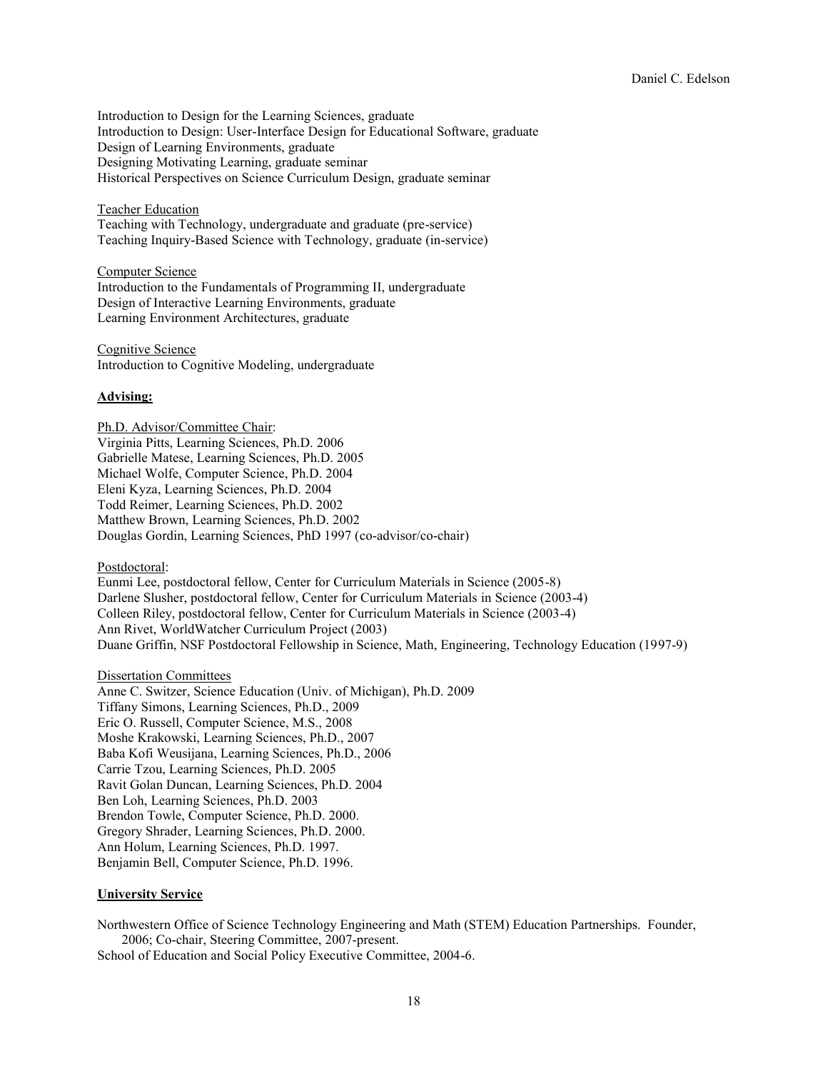Introduction to Design for the Learning Sciences, graduate
Introduction to Design: User-Interface Design for Educational Software, graduate
Design of Learning Environments, graduate
Designing Motivating Learning, graduate seminar
Historical Perspectives on Science Curriculum Design, graduate seminar

<u>Teacher Education</u>
Teaching with Technology, undergraduate and graduate (pre-service)
Teaching Inquiry-Based Science with Technology, graduate (in-service)

<u>Computer Science</u>
Introduction to the Fundamentals of Programming II, undergraduate
Design of Interactive Learning Environments, graduate
Learning Environment Architectures, graduate

<u>Cognitive Science</u>
Introduction to Cognitive Modeling, undergraduate

**<u>Advising:</u>**

<u>Ph.D. Advisor/Committee Chair</u>:
Virginia Pitts, Learning Sciences, Ph.D. 2006
Gabrielle Matese, Learning Sciences, Ph.D. 2005
Michael Wolfe, Computer Science, Ph.D. 2004
Eleni Kyza, Learning Sciences, Ph.D. 2004
Todd Reimer, Learning Sciences, Ph.D. 2002
Matthew Brown, Learning Sciences, Ph.D. 2002
Douglas Gordin, Learning Sciences, PhD 1997 (co-advisor/co-chair)

<u>Postdoctoral</u>:
Eunmi Lee, postdoctoral fellow, Center for Curriculum Materials in Science (2005-8)
Darlene Slusher, postdoctoral fellow, Center for Curriculum Materials in Science (2003-4)
Colleen Riley, postdoctoral fellow, Center for Curriculum Materials in Science (2003-4)
Ann Rivet, WorldWatcher Curriculum Project (2003)
Duane Griffin, NSF Postdoctoral Fellowship in Science, Math, Engineering, Technology Education (1997-9)

<u>Dissertation Committees</u>
Anne C. Switzer, Science Education (Univ. of Michigan), Ph.D. 2009
Tiffany Simons, Learning Sciences, Ph.D., 2009
Eric O. Russell, Computer Science, M.S., 2008
Moshe Krakowski, Learning Sciences, Ph.D., 2007
Baba Kofi Weusijana, Learning Sciences, Ph.D., 2006
Carrie Tzou, Learning Sciences, Ph.D. 2005
Ravit Golan Duncan, Learning Sciences, Ph.D. 2004
Ben Loh, Learning Sciences, Ph.D. 2003
Brendon Towle, Computer Science, Ph.D. 2000.
Gregory Shrader, Learning Sciences, Ph.D. 2000.
Ann Holum, Learning Sciences, Ph.D. 1997.
Benjamin Bell, Computer Science, Ph.D. 1996.

**<u>University Service</u>**

Northwestern Office of Science Technology Engineering and Math (STEM) Education Partnerships. Founder, 2006; Co-chair, Steering Committee, 2007-present.
School of Education and Social Policy Executive Committee, 2004-6.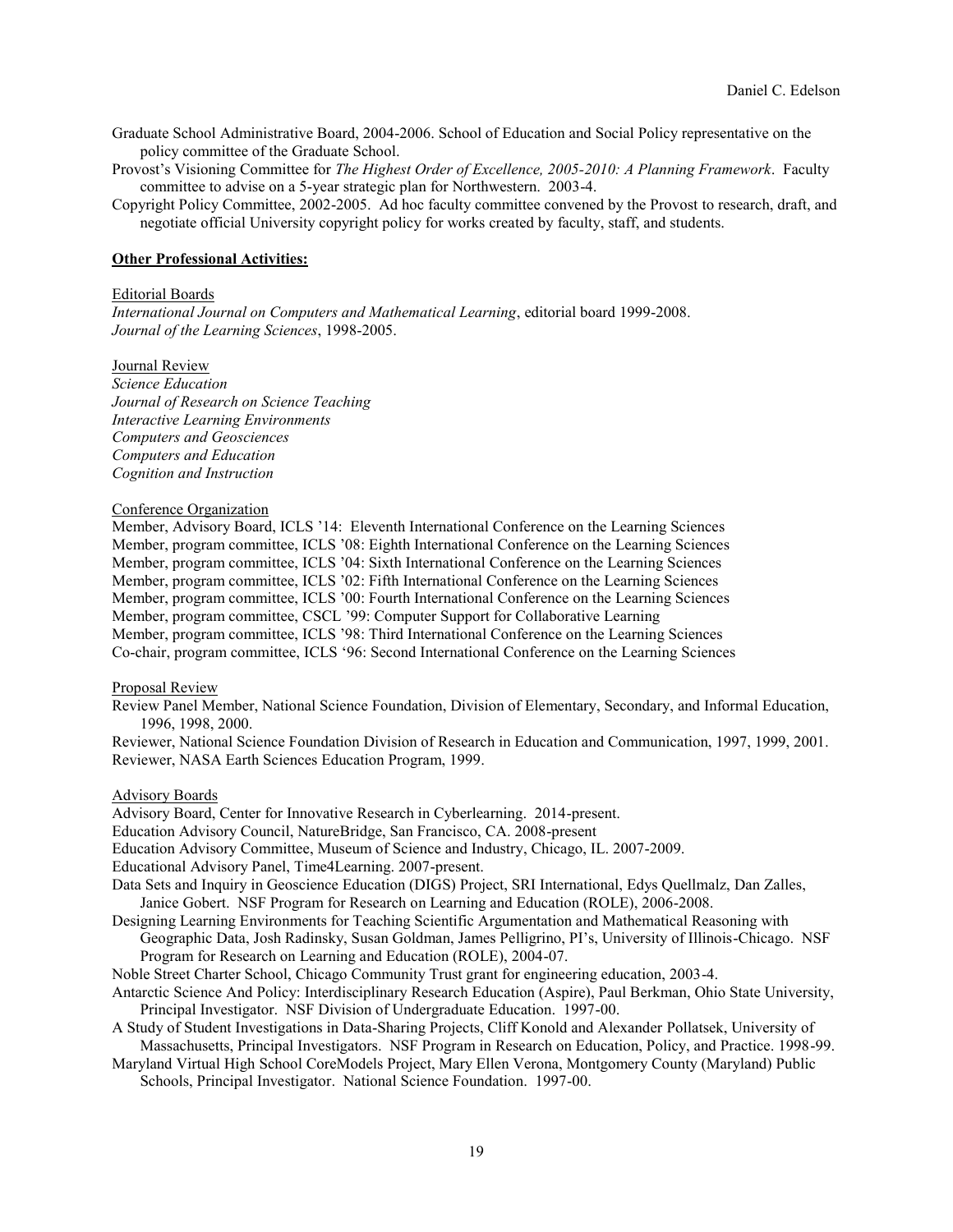Graduate School Administrative Board, 2004-2006. School of Education and Social Policy representative on the policy committee of the Graduate School.

Provost's Visioning Committee for *The Highest Order of Excellence, 2005-2010: A Planning Framework*. Faculty committee to advise on a 5-year strategic plan for Northwestern. 2003-4.

Copyright Policy Committee, 2002-2005. Ad hoc faculty committee convened by the Provost to research, draft, and negotiate official University copyright policy for works created by faculty, staff, and students.

## Other Professional Activities:

### Editorial Boards

*International Journal on Computers and Mathematical Learning*, editorial board 1999-2008.
*Journal of the Learning Sciences*, 1998-2005.

### Journal Review

*Science Education*
*Journal of Research on Science Teaching*
*Interactive Learning Environments*
*Computers and Geosciences*
*Computers and Education*
*Cognition and Instruction*

### Conference Organization

Member, Advisory Board, ICLS '14: Eleventh International Conference on the Learning Sciences
Member, program committee, ICLS '08: Eighth International Conference on the Learning Sciences
Member, program committee, ICLS '04: Sixth International Conference on the Learning Sciences
Member, program committee, ICLS '02: Fifth International Conference on the Learning Sciences
Member, program committee, ICLS '00: Fourth International Conference on the Learning Sciences
Member, program committee, CSCL '99: Computer Support for Collaborative Learning
Member, program committee, ICLS '98: Third International Conference on the Learning Sciences
Co-chair, program committee, ICLS '96: Second International Conference on the Learning Sciences

### Proposal Review

Review Panel Member, National Science Foundation, Division of Elementary, Secondary, and Informal Education, 1996, 1998, 2000.

Reviewer, National Science Foundation Division of Research in Education and Communication, 1997, 1999, 2001.

Reviewer, NASA Earth Sciences Education Program, 1999.

### Advisory Boards

Advisory Board, Center for Innovative Research in Cyberlearning. 2014-present.

Education Advisory Council, NatureBridge, San Francisco, CA. 2008-present

Education Advisory Committee, Museum of Science and Industry, Chicago, IL. 2007-2009.

Educational Advisory Panel, Time4Learning. 2007-present.

Data Sets and Inquiry in Geoscience Education (DIGS) Project, SRI International, Edys Quellmalz, Dan Zalles, Janice Gobert. NSF Program for Research on Learning and Education (ROLE), 2006-2008.

Designing Learning Environments for Teaching Scientific Argumentation and Mathematical Reasoning with Geographic Data, Josh Radinsky, Susan Goldman, James Pelligrino, PI's, University of Illinois-Chicago. NSF Program for Research on Learning and Education (ROLE), 2004-07.

Noble Street Charter School, Chicago Community Trust grant for engineering education, 2003-4.

Antarctic Science And Policy: Interdisciplinary Research Education (Aspire), Paul Berkman, Ohio State University, Principal Investigator. NSF Division of Undergraduate Education. 1997-00.

A Study of Student Investigations in Data-Sharing Projects, Cliff Konold and Alexander Pollatsek, University of Massachusetts, Principal Investigators. NSF Program in Research on Education, Policy, and Practice. 1998-99.

Maryland Virtual High School CoreModels Project, Mary Ellen Verona, Montgomery County (Maryland) Public Schools, Principal Investigator. National Science Foundation. 1997-00.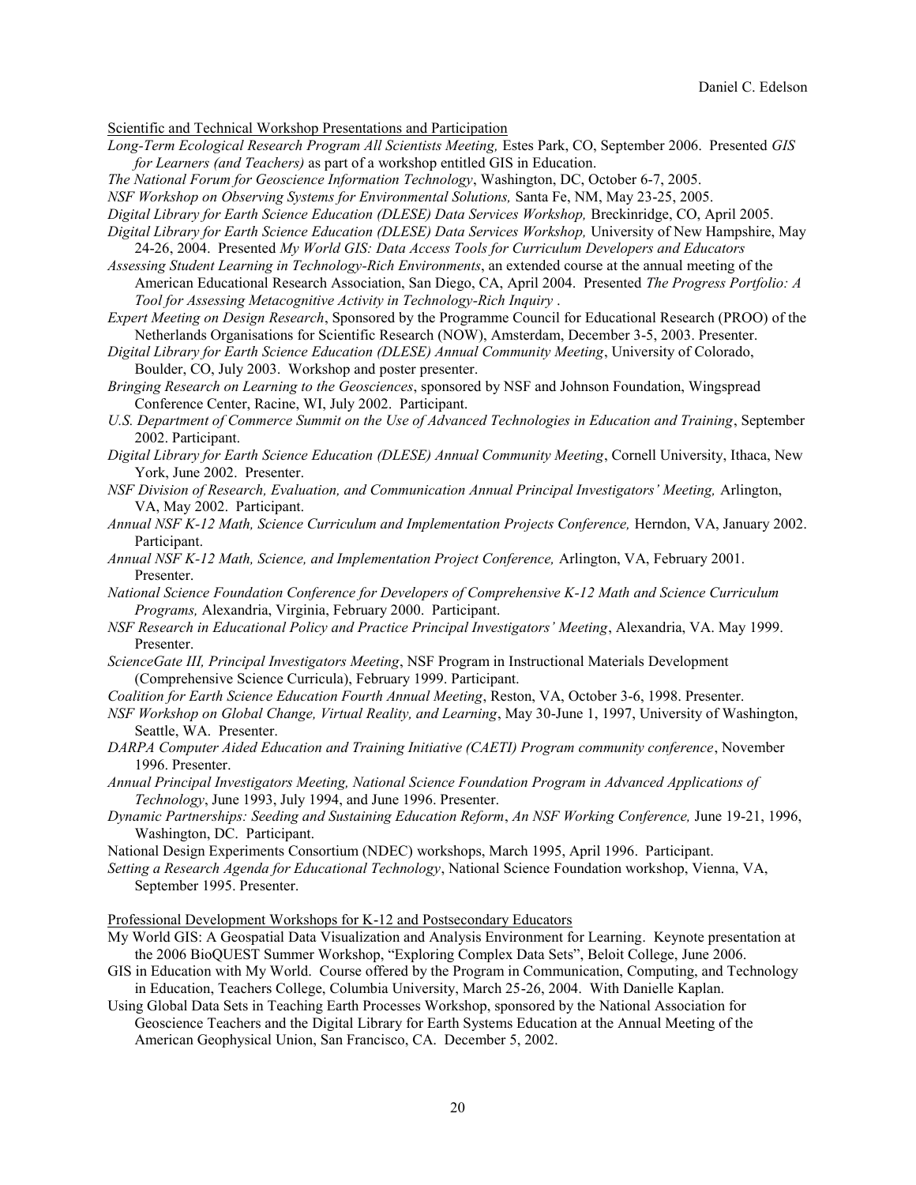Scientific and Technical Workshop Presentations and Participation

*Long-Term Ecological Research Program All Scientists Meeting,* Estes Park, CO, September 2006. Presented *GIS for Learners (and Teachers)* as part of a workshop entitled GIS in Education.

*The National Forum for Geoscience Information Technology*, Washington, DC, October 6-7, 2005.

*NSF Workshop on Observing Systems for Environmental Solutions,* Santa Fe, NM, May 23-25, 2005.

*Digital Library for Earth Science Education (DLESE) Data Services Workshop,* Breckinridge, CO, April 2005.

*Digital Library for Earth Science Education (DLESE) Data Services Workshop,* University of New Hampshire, May 24-26, 2004. Presented *My World GIS: Data Access Tools for Curriculum Developers and Educators*

*Assessing Student Learning in Technology-Rich Environments*, an extended course at the annual meeting of the American Educational Research Association, San Diego, CA, April 2004. Presented *The Progress Portfolio: A Tool for Assessing Metacognitive Activity in Technology-Rich Inquiry* .

*Expert Meeting on Design Research*, Sponsored by the Programme Council for Educational Research (PROO) of the Netherlands Organisations for Scientific Research (NOW), Amsterdam, December 3-5, 2003. Presenter.

*Digital Library for Earth Science Education (DLESE) Annual Community Meeting*, University of Colorado, Boulder, CO, July 2003. Workshop and poster presenter.

*Bringing Research on Learning to the Geosciences*, sponsored by NSF and Johnson Foundation, Wingspread Conference Center, Racine, WI, July 2002. Participant.

*U.S. Department of Commerce Summit on the Use of Advanced Technologies in Education and Training*, September 2002. Participant.

*Digital Library for Earth Science Education (DLESE) Annual Community Meeting*, Cornell University, Ithaca, New York, June 2002. Presenter.

*NSF Division of Research, Evaluation, and Communication Annual Principal Investigators' Meeting,* Arlington, VA, May 2002. Participant.

*Annual NSF K-12 Math, Science Curriculum and Implementation Projects Conference,* Herndon, VA, January 2002. Participant.

*Annual NSF K-12 Math, Science, and Implementation Project Conference,* Arlington, VA, February 2001. Presenter.

*National Science Foundation Conference for Developers of Comprehensive K-12 Math and Science Curriculum Programs,* Alexandria, Virginia, February 2000. Participant.

*NSF Research in Educational Policy and Practice Principal Investigators' Meeting*, Alexandria, VA. May 1999. Presenter.

*ScienceGate III, Principal Investigators Meeting*, NSF Program in Instructional Materials Development (Comprehensive Science Curricula), February 1999. Participant.

*Coalition for Earth Science Education Fourth Annual Meeting*, Reston, VA, October 3-6, 1998. Presenter.

*NSF Workshop on Global Change, Virtual Reality, and Learning*, May 30-June 1, 1997, University of Washington, Seattle, WA. Presenter.

*DARPA Computer Aided Education and Training Initiative (CAETI) Program community conference*, November 1996. Presenter.

*Annual Principal Investigators Meeting, National Science Foundation Program in Advanced Applications of Technology*, June 1993, July 1994, and June 1996. Presenter.

*Dynamic Partnerships: Seeding and Sustaining Education Reform*, *An NSF Working Conference,* June 19-21, 1996, Washington, DC. Participant.

National Design Experiments Consortium (NDEC) workshops, March 1995, April 1996. Participant.

*Setting a Research Agenda for Educational Technology*, National Science Foundation workshop, Vienna, VA, September 1995. Presenter.

Professional Development Workshops for K-12 and Postsecondary Educators

My World GIS: A Geospatial Data Visualization and Analysis Environment for Learning. Keynote presentation at the 2006 BioQUEST Summer Workshop, "Exploring Complex Data Sets", Beloit College, June 2006.

GIS in Education with My World. Course offered by the Program in Communication, Computing, and Technology in Education, Teachers College, Columbia University, March 25-26, 2004. With Danielle Kaplan.

Using Global Data Sets in Teaching Earth Processes Workshop, sponsored by the National Association for Geoscience Teachers and the Digital Library for Earth Systems Education at the Annual Meeting of the American Geophysical Union, San Francisco, CA. December 5, 2002.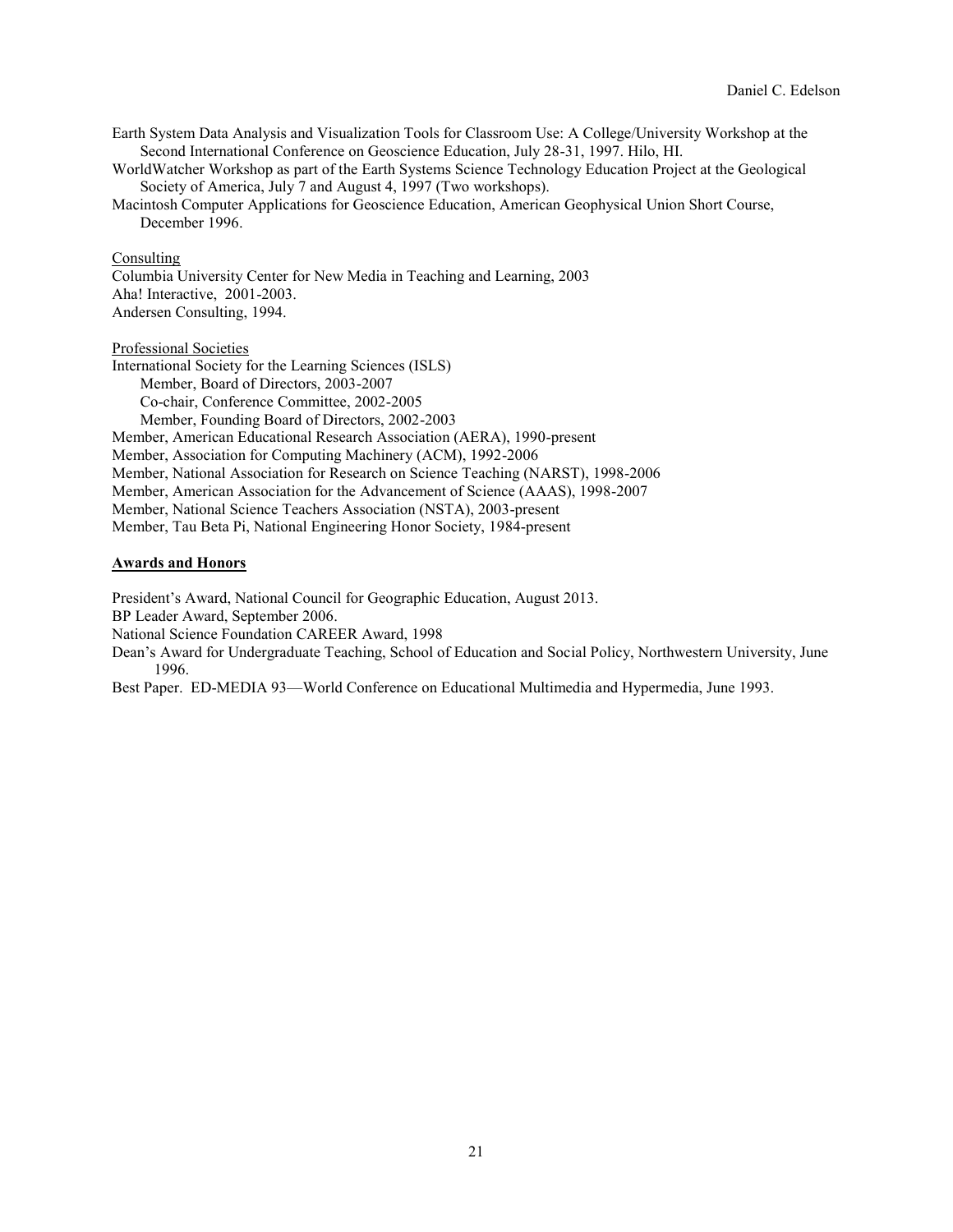Earth System Data Analysis and Visualization Tools for Classroom Use: A College/University Workshop at the Second International Conference on Geoscience Education, July 28-31, 1997. Hilo, HI.

WorldWatcher Workshop as part of the Earth Systems Science Technology Education Project at the Geological Society of America, July 7 and August 4, 1997 (Two workshops).

Macintosh Computer Applications for Geoscience Education, American Geophysical Union Short Course, December 1996.

Consulting

Columbia University Center for New Media in Teaching and Learning, 2003

Aha! Interactive, 2001-2003.

Andersen Consulting, 1994.

Professional Societies

International Society for the Learning Sciences (ISLS)
- Member, Board of Directors, 2003-2007
- Co-chair, Conference Committee, 2002-2005
- Member, Founding Board of Directors, 2002-2003

Member, American Educational Research Association (AERA), 1990-present

Member, Association for Computing Machinery (ACM), 1992-2006

Member, National Association for Research on Science Teaching (NARST), 1998-2006

Member, American Association for the Advancement of Science (AAAS), 1998-2007

Member, National Science Teachers Association (NSTA), 2003-present

Member, Tau Beta Pi, National Engineering Honor Society, 1984-present

## Awards and Honors

President's Award, National Council for Geographic Education, August 2013.

BP Leader Award, September 2006.

National Science Foundation CAREER Award, 1998

Dean's Award for Undergraduate Teaching, School of Education and Social Policy, Northwestern University, June 1996.

Best Paper. ED-MEDIA 93—World Conference on Educational Multimedia and Hypermedia, June 1993.